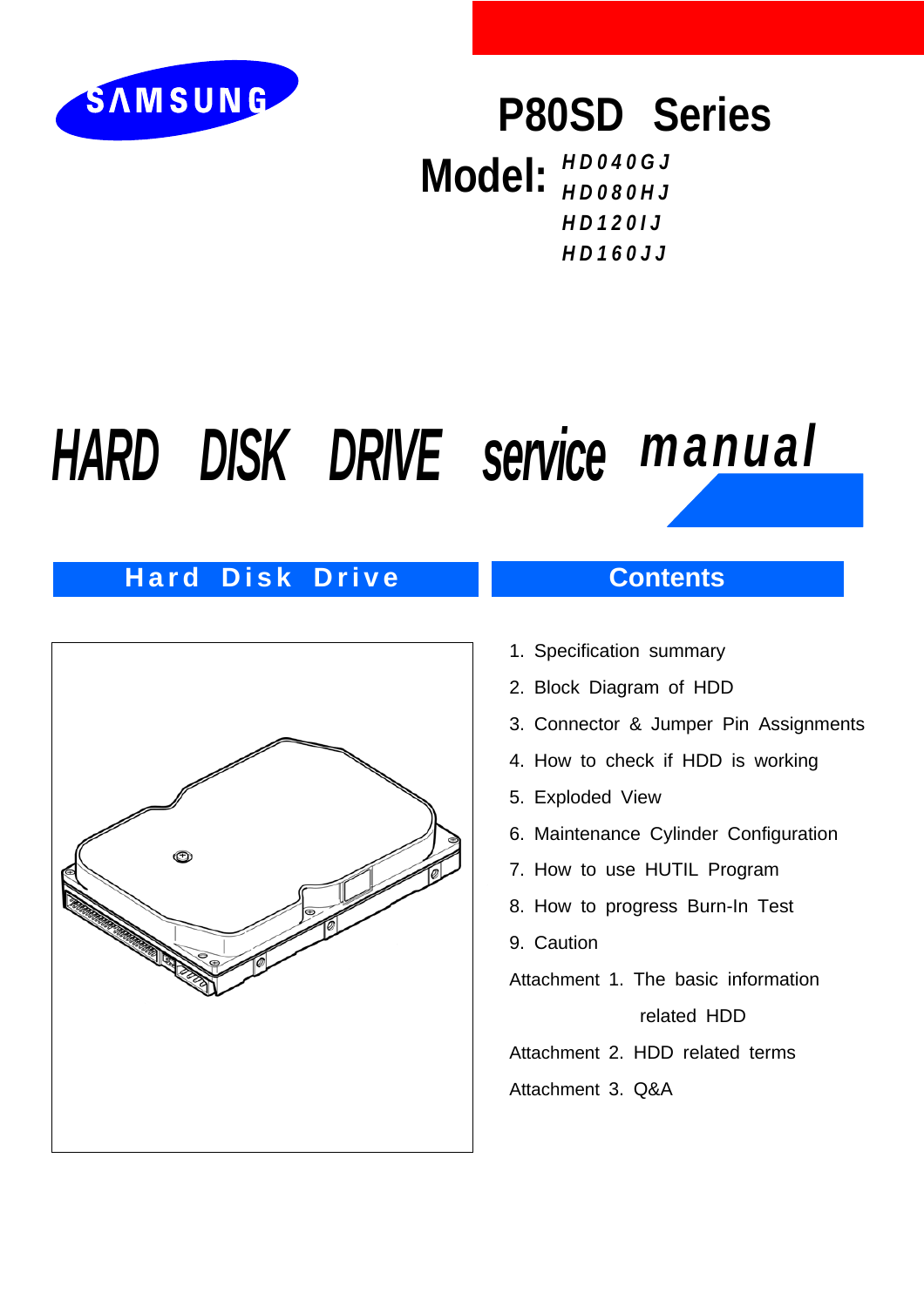SAMSUNG

# P80SD Series

**Model:** *HD040GJ*
*HD080HJ*
*HD120IJ*
*HD160JJ*

# *HARD DISK DRIVE service manual*

## Hard Disk Drive

## Contents

1. Specification summary
2. Block Diagram of HDD
3. Connector & Jumper Pin Assignments
4. How to check if HDD is working
5. Exploded View
6. Maintenance Cylinder Configuration
7. How to use HUTIL Program
8. How to progress Burn-In Test
9. Caution

Attachment 1. The basic information related HDD

Attachment 2. HDD related terms

Attachment 3. Q&A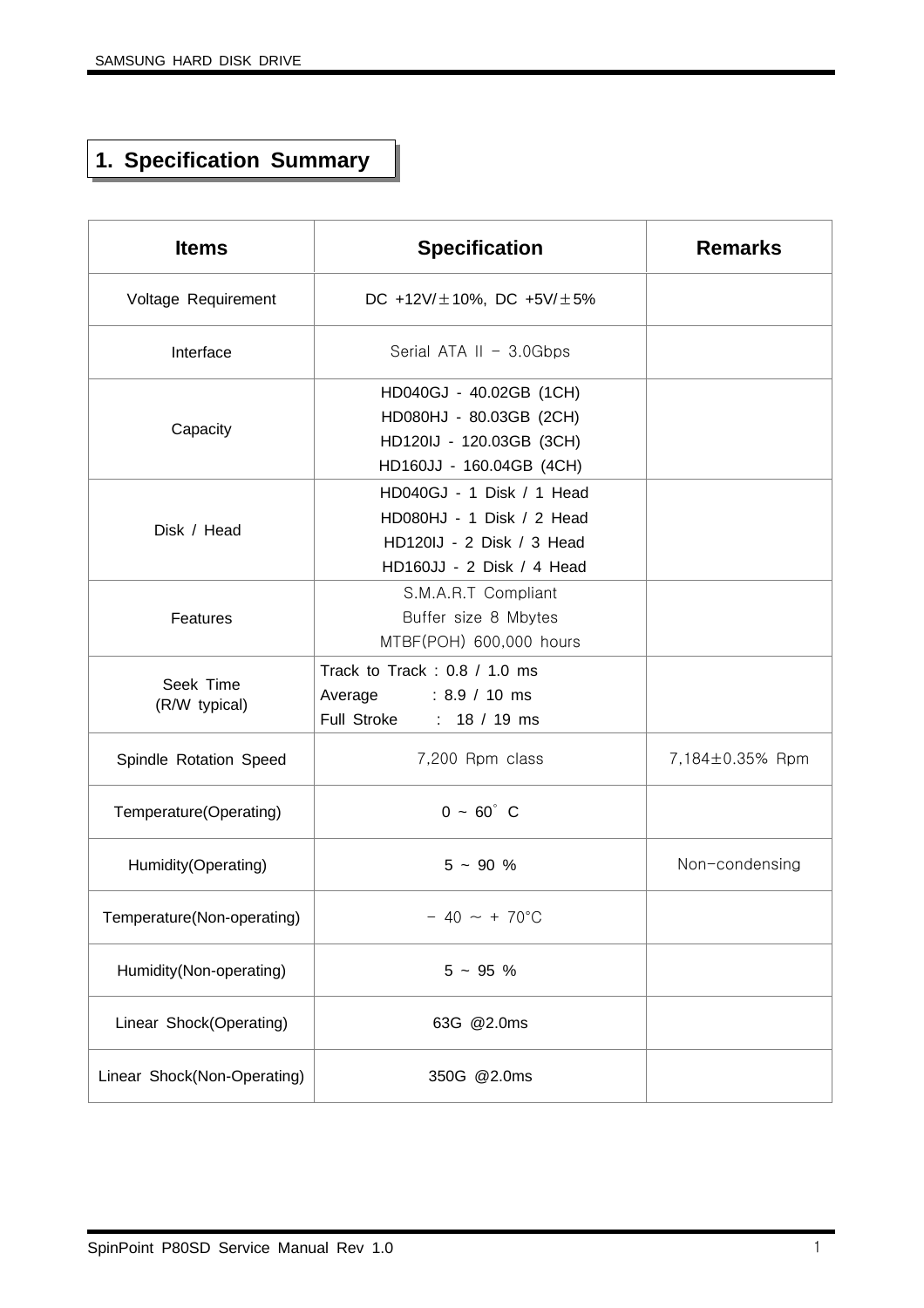# 1. Specification Summary

| Items | Specification | Remarks |
|---|---|---|
| Voltage Requirement | DC +12V/±10%, DC +5V/±5% | |
| Interface | Serial ATA II - 3.0Gbps | |
| Capacity | HD040GJ - 40.02GB (1CH)<br>HD080HJ - 80.03GB (2CH)<br>HD120IJ - 120.03GB (3CH)<br>HD160JJ - 160.04GB (4CH) | |
| Disk / Head | HD040GJ - 1 Disk / 1 Head<br>HD080HJ - 1 Disk / 2 Head<br>HD120IJ - 2 Disk / 3 Head<br>HD160JJ - 2 Disk / 4 Head | |
| Features | S.M.A.R.T Compliant<br>Buffer size 8 Mbytes<br>MTBF(POH) 600,000 hours | |
| Seek Time<br>(R/W typical) | Track to Track : 0.8 / 1.0 ms<br>Average : 8.9 / 10 ms<br>Full Stroke : 18 / 19 ms | |
| Spindle Rotation Speed | 7,200 Rpm class | 7,184±0.35% Rpm |
| Temperature(Operating) | 0 ~ 60° C | |
| Humidity(Operating) | 5 ~ 90 % | Non-condensing |
| Temperature(Non-operating) | - 40 ~ + 70°C | |
| Humidity(Non-operating) | 5 ~ 95 % | |
| Linear Shock(Operating) | 63G @2.0ms | |
| Linear Shock(Non-Operating) | 350G @2.0ms | |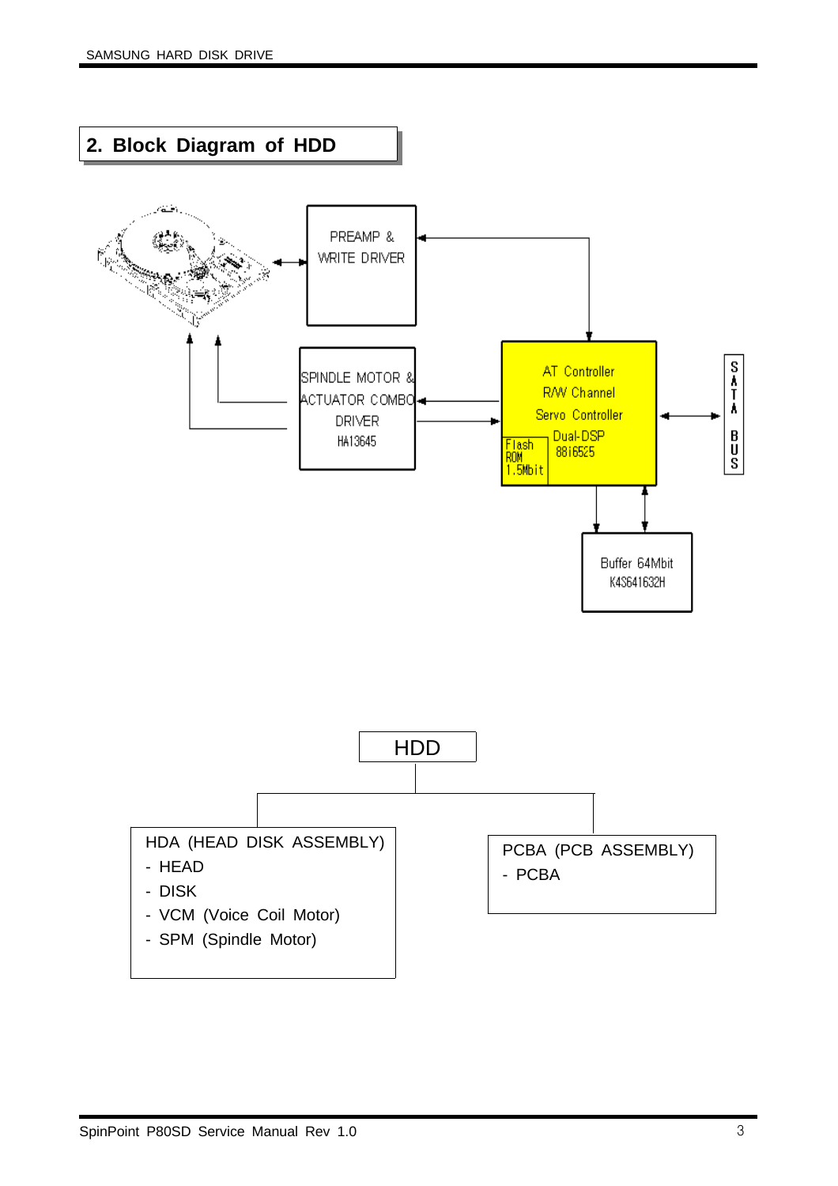## 2. Block Diagram of HDD

PREAMP & WRITE DRIVER

SPINDLE MOTOR & ACTUATOR COMBO DRIVER HA13645

AT Controller
R/W Channel
Servo Controller
Dual-DSP
88i6525

Flash ROM 1.5Mbit

SATA BUS

Buffer 64Mbit K4S641632H

HDD

HDA (HEAD DISK ASSEMBLY)
- HEAD
- DISK
- VCM (Voice Coil Motor)
- SPM (Spindle Motor)

PCBA (PCB ASSEMBLY)
- PCBA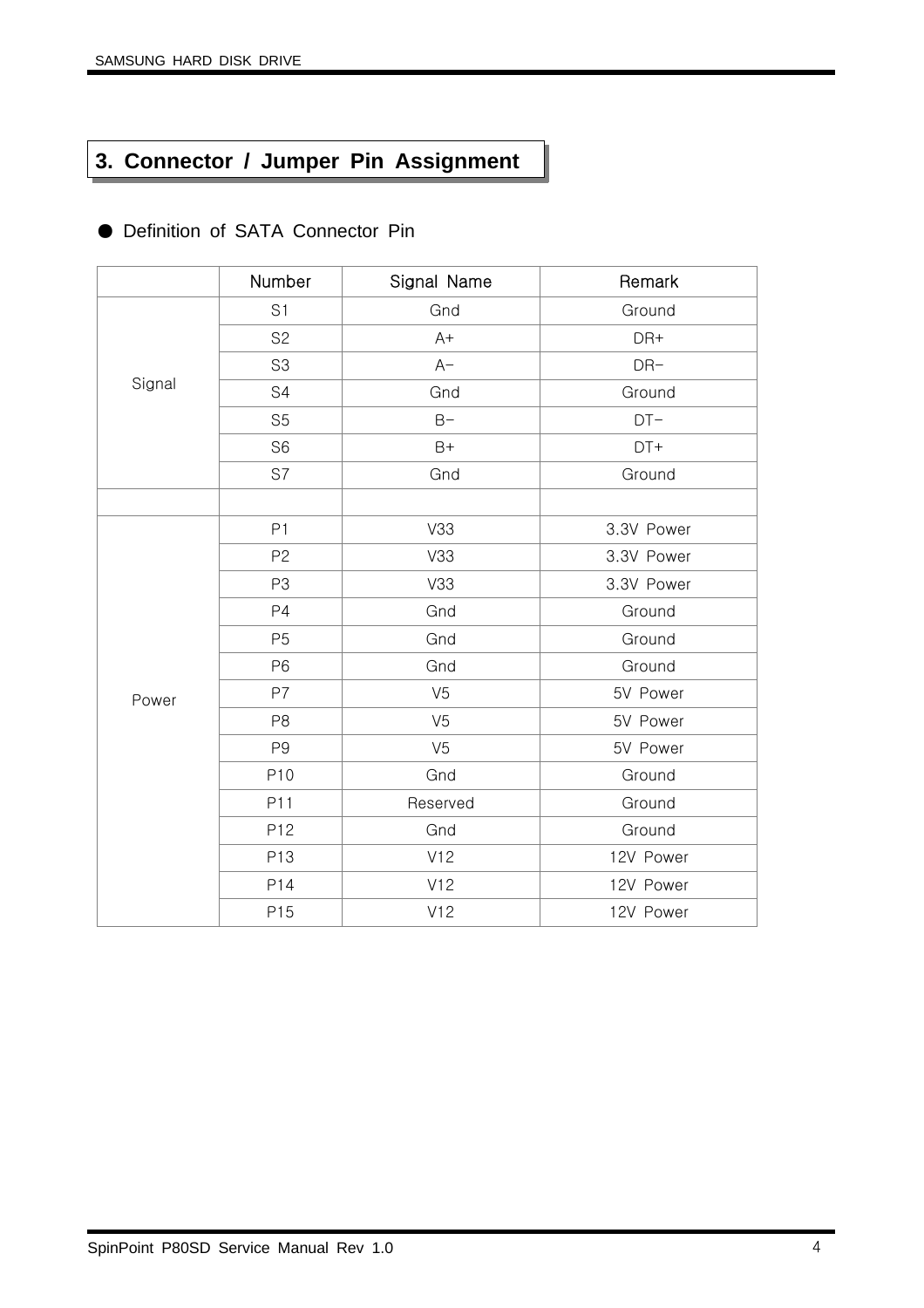# 3. Connector / Jumper Pin Assignment

● Definition of SATA Connector Pin

| | Number | Signal Name | Remark |
|---|---|---|---|
| Signal | S1 | Gnd | Ground |
| | S2 | A+ | DR+ |
| | S3 | A- | DR- |
| | S4 | Gnd | Ground |
| | S5 | B- | DT- |
| | S6 | B+ | DT+ |
| | S7 | Gnd | Ground |
| | | | |
| Power | P1 | V33 | 3.3V Power |
| | P2 | V33 | 3.3V Power |
| | P3 | V33 | 3.3V Power |
| | P4 | Gnd | Ground |
| | P5 | Gnd | Ground |
| | P6 | Gnd | Ground |
| | P7 | V5 | 5V Power |
| | P8 | V5 | 5V Power |
| | P9 | V5 | 5V Power |
| | P10 | Gnd | Ground |
| | P11 | Reserved | Ground |
| | P12 | Gnd | Ground |
| | P13 | V12 | 12V Power |
| | P14 | V12 | 12V Power |
| | P15 | V12 | 12V Power |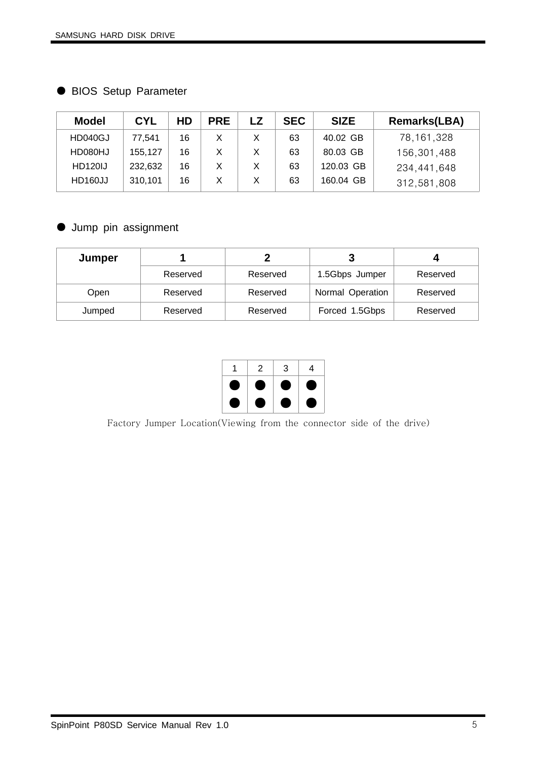## ● BIOS Setup Parameter

| Model | CYL | HD | PRE | LZ | SEC | SIZE | Remarks(LBA) |
|---|---|---|---|---|---|---|---|
| HD040GJ | 77,541 | 16 | X | X | 63 | 40.02 GB | 78,161,328 |
| HD080HJ | 155,127 | 16 | X | X | 63 | 80.03 GB | 156,301,488 |
| HD120IJ | 232,632 | 16 | X | X | 63 | 120.03 GB | 234,441,648 |
| HD160JJ | 310,101 | 16 | X | X | 63 | 160.04 GB | 312,581,808 |

## ● Jump pin assignment

| Jumper | 1 | 2 | 3 | 4 |
|---|---|---|---|---|
| | Reserved | Reserved | 1.5Gbps Jumper | Reserved |
| Open | Reserved | Reserved | Normal Operation | Reserved |
| Jumped | Reserved | Reserved | Forced 1.5Gbps | Reserved |

| 1 | 2 | 3 | 4 |
|---|---|---|---|
| ● | ● | ● | ● |
| ● | ● | ● | ● |

Factory Jumper Location(Viewing from the connector side of the drive)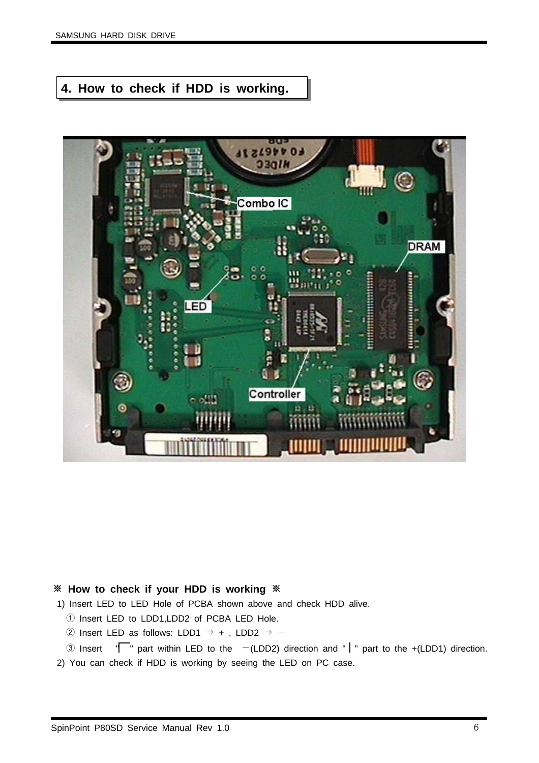## 4. How to check if HDD is working.

**※ How to check if your HDD is working ※**

1) Insert LED to LED Hole of PCBA shown above and check HDD alive.
   ① Insert LED to LDD1,LDD2 of PCBA LED Hole.
   ② Insert LED as follows: LDD1 ⇒ + , LDD2 ⇒ －
   ③ Insert "┌" part within LED to the －(LDD2) direction and "│" part to the +(LDD1) direction.
2) You can check if HDD is working by seeing the LED on PC case.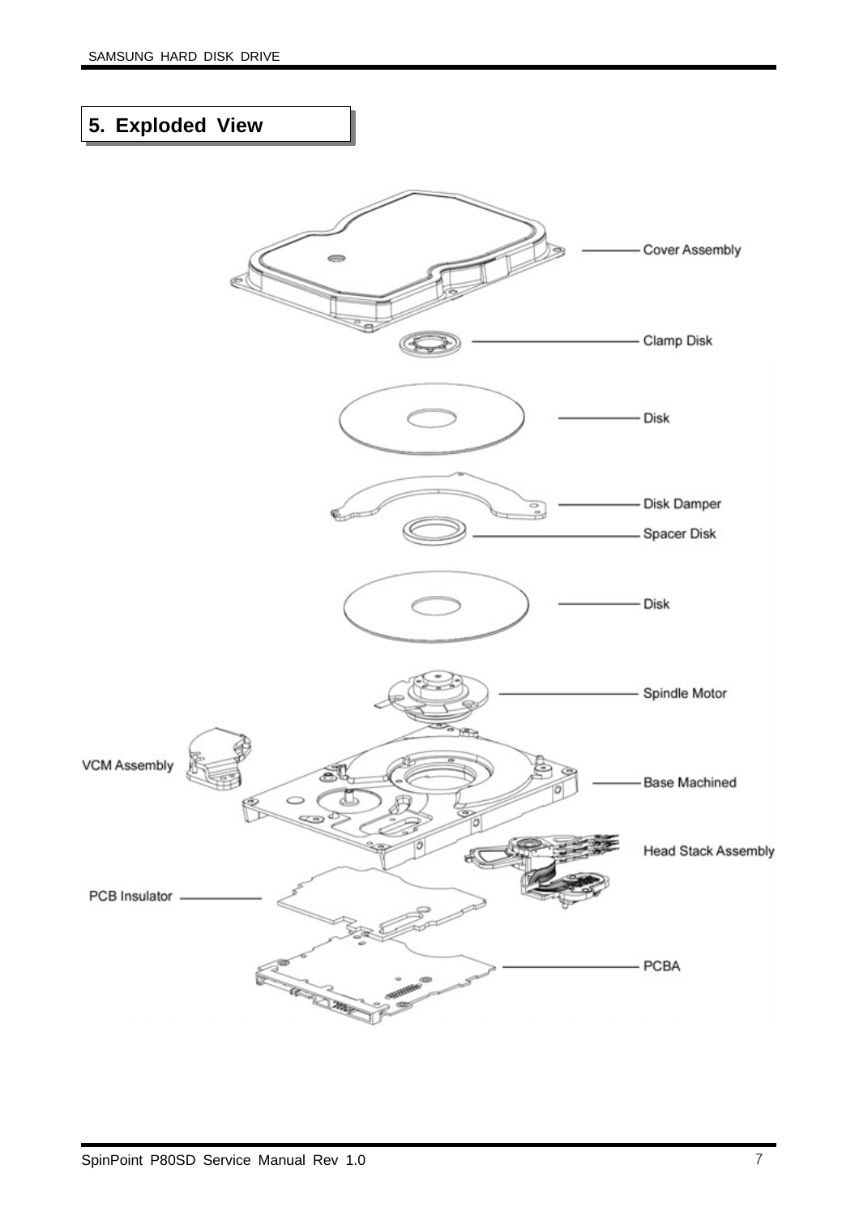## 5. Exploded View

Cover Assembly

Clamp Disk

Disk

Disk Damper

Spacer Disk

Disk

Spindle Motor

VCM Assembly

Base Machined

Head Stack Assembly

PCB Insulator

PCBA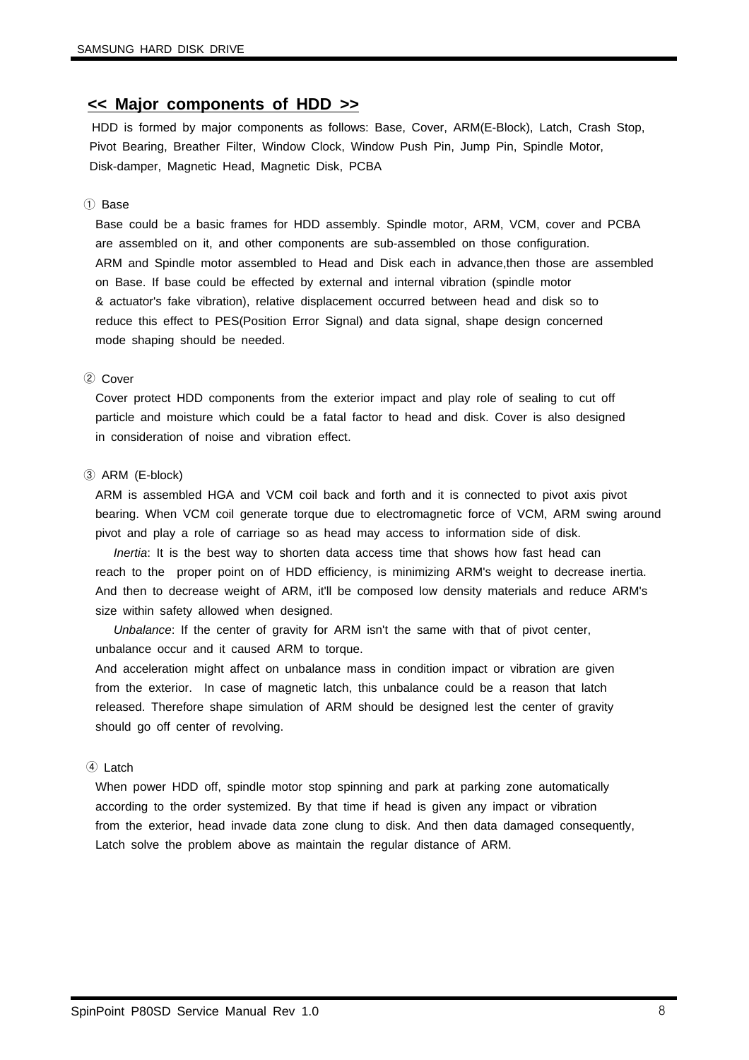## << Major components of HDD >>

HDD is formed by major components as follows: Base, Cover, ARM(E-Block), Latch, Crash Stop, Pivot Bearing, Breather Filter, Window Clock, Window Push Pin, Jump Pin, Spindle Motor, Disk-damper, Magnetic Head, Magnetic Disk, PCBA

① Base

Base could be a basic frames for HDD assembly. Spindle motor, ARM, VCM, cover and PCBA are assembled on it, and other components are sub-assembled on those configuration. ARM and Spindle motor assembled to Head and Disk each in advance,then those are assembled on Base. If base could be effected by external and internal vibration (spindle motor & actuator's fake vibration), relative displacement occurred between head and disk so to reduce this effect to PES(Position Error Signal) and data signal, shape design concerned mode shaping should be needed.

② Cover

Cover protect HDD components from the exterior impact and play role of sealing to cut off particle and moisture which could be a fatal factor to head and disk. Cover is also designed in consideration of noise and vibration effect.

③ ARM (E-block)

ARM is assembled HGA and VCM coil back and forth and it is connected to pivot axis pivot bearing. When VCM coil generate torque due to electromagnetic force of VCM, ARM swing around pivot and play a role of carriage so as head may access to information side of disk.

*Inertia*: It is the best way to shorten data access time that shows how fast head can reach to the proper point on of HDD efficiency, is minimizing ARM's weight to decrease inertia. And then to decrease weight of ARM, it'll be composed low density materials and reduce ARM's size within safety allowed when designed.

*Unbalance*: If the center of gravity for ARM isn't the same with that of pivot center, unbalance occur and it caused ARM to torque.
And acceleration might affect on unbalance mass in condition impact or vibration are given from the exterior. In case of magnetic latch, this unbalance could be a reason that latch released. Therefore shape simulation of ARM should be designed lest the center of gravity should go off center of revolving.

④ Latch

When power HDD off, spindle motor stop spinning and park at parking zone automatically according to the order systemized. By that time if head is given any impact or vibration from the exterior, head invade data zone clung to disk. And then data damaged consequently, Latch solve the problem above as maintain the regular distance of ARM.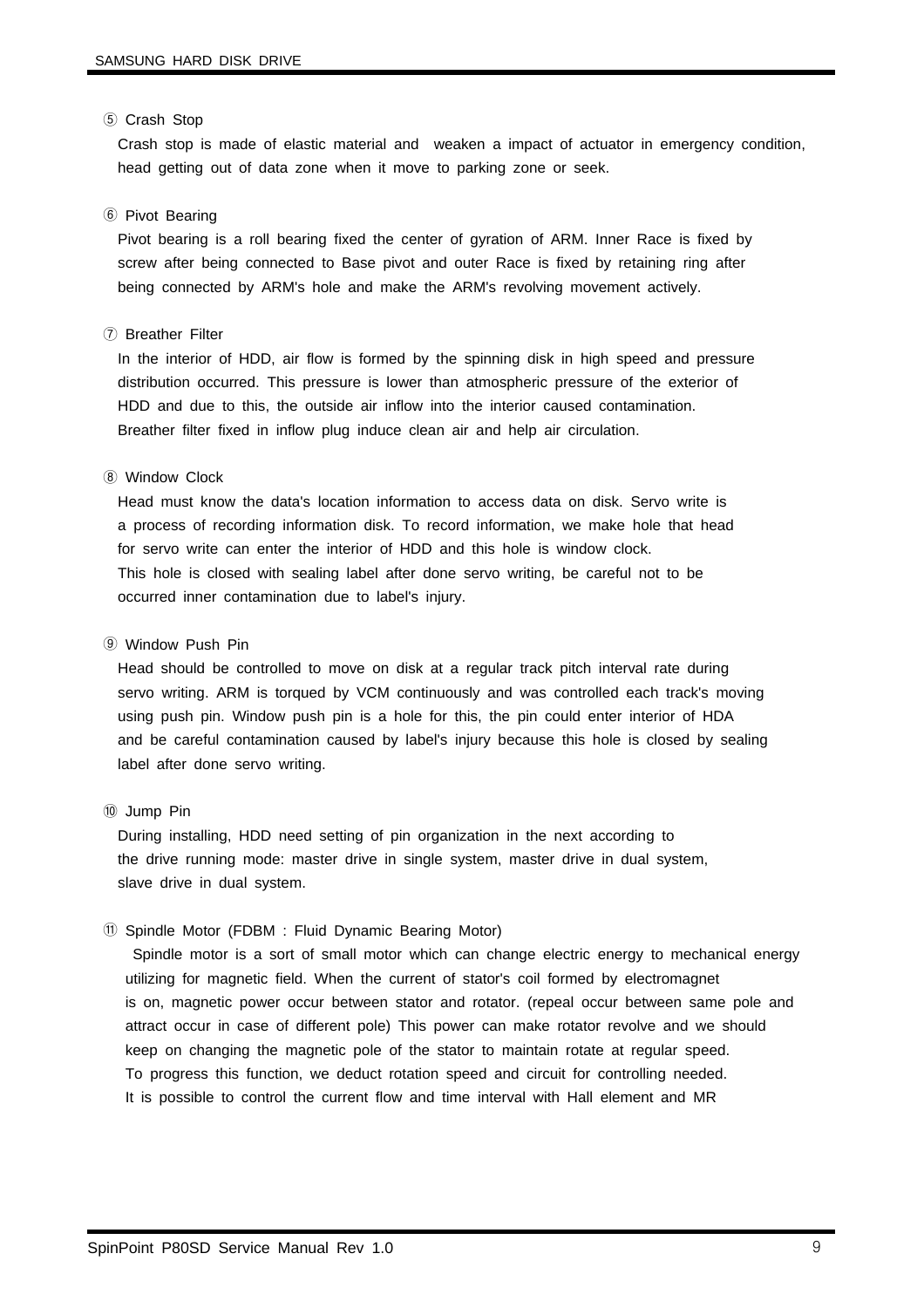⑤ Crash Stop

Crash stop is made of elastic material and  weaken a impact of actuator in emergency condition, head getting out of data zone when it move to parking zone or seek.

⑥ Pivot Bearing

Pivot bearing is a roll bearing fixed the center of gyration of ARM. Inner Race is fixed by screw after being connected to Base pivot and outer Race is fixed by retaining ring after being connected by ARM's hole and make the ARM's revolving movement actively.

⑦ Breather Filter

In the interior of HDD, air flow is formed by the spinning disk in high speed and pressure distribution occurred. This pressure is lower than atmospheric pressure of the exterior of HDD and due to this, the outside air inflow into the interior caused contamination. Breather filter fixed in inflow plug induce clean air and help air circulation.

⑧ Window Clock

Head must know the data's location information to access data on disk. Servo write is a process of recording information disk. To record information, we make hole that head for servo write can enter the interior of HDD and this hole is window clock. This hole is closed with sealing label after done servo writing, be careful not to be occurred inner contamination due to label's injury.

⑨ Window Push Pin

Head should be controlled to move on disk at a regular track pitch interval rate during servo writing. ARM is torqued by VCM continuously and was controlled each track's moving using push pin. Window push pin is a hole for this, the pin could enter interior of HDA and be careful contamination caused by label's injury because this hole is closed by sealing label after done servo writing.

⑩ Jump Pin

During installing, HDD need setting of pin organization in the next according to the drive running mode: master drive in single system, master drive in dual system, slave drive in dual system.

⑪ Spindle Motor (FDBM : Fluid Dynamic Bearing Motor)

Spindle motor is a sort of small motor which can change electric energy to mechanical energy utilizing for magnetic field. When the current of stator's coil formed by electromagnet is on, magnetic power occur between stator and rotator. (repeal occur between same pole and attract occur in case of different pole) This power can make rotator revolve and we should keep on changing the magnetic pole of the stator to maintain rotate at regular speed. To progress this function, we deduct rotation speed and circuit for controlling needed. It is possible to control the current flow and time interval with Hall element and MR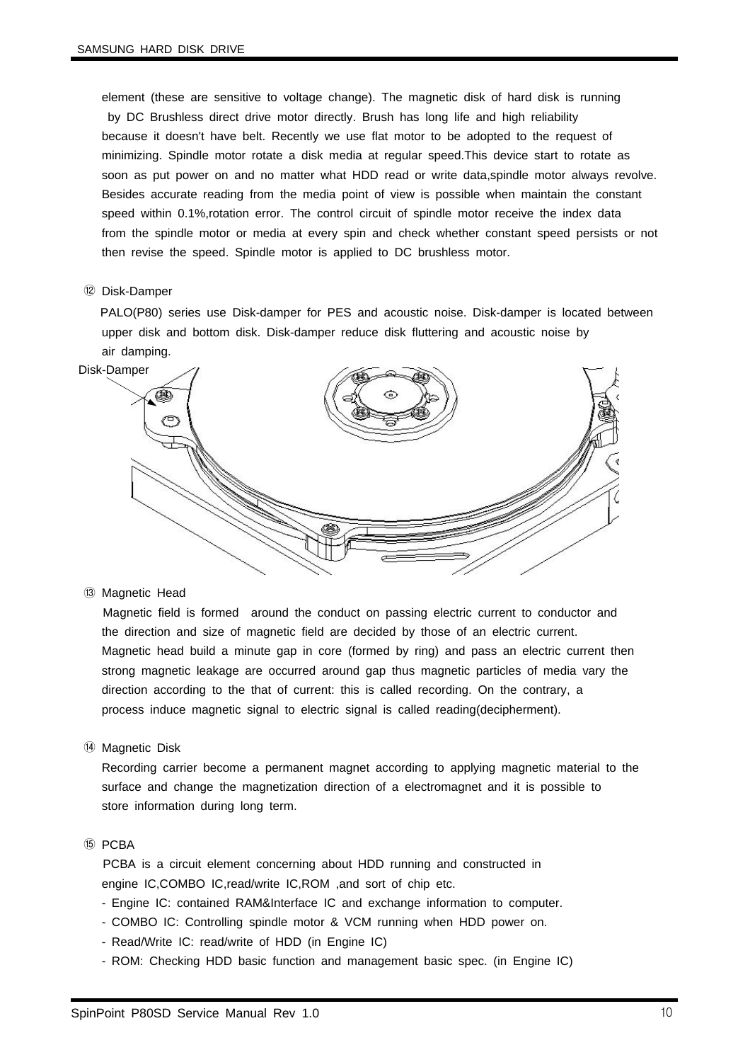element (these are sensitive to voltage change). The magnetic disk of hard disk is running by DC Brushless direct drive motor directly. Brush has long life and high reliability because it doesn't have belt. Recently we use flat motor to be adopted to the request of minimizing. Spindle motor rotate a disk media at regular speed.This device start to rotate as soon as put power on and no matter what HDD read or write data,spindle motor always revolve. Besides accurate reading from the media point of view is possible when maintain the constant speed within 0.1%,rotation error. The control circuit of spindle motor receive the index data from the spindle motor or media at every spin and check whether constant speed persists or not then revise the speed. Spindle motor is applied to DC brushless motor.

⑫ Disk-Damper

PALO(P80) series use Disk-damper for PES and acoustic noise. Disk-damper is located between upper disk and bottom disk. Disk-damper reduce disk fluttering and acoustic noise by air damping.

Disk-Damper

⑬ Magnetic Head

Magnetic field is formed around the conduct on passing electric current to conductor and the direction and size of magnetic field are decided by those of an electric current. Magnetic head build a minute gap in core (formed by ring) and pass an electric current then strong magnetic leakage are occurred around gap thus magnetic particles of media vary the direction according to the that of current: this is called recording. On the contrary, a process induce magnetic signal to electric signal is called reading(decipherment).

⑭ Magnetic Disk

Recording carrier become a permanent magnet according to applying magnetic material to the surface and change the magnetization direction of a electromagnet and it is possible to store information during long term.

⑮ PCBA

PCBA is a circuit element concerning about HDD running and constructed in engine IC,COMBO IC,read/write IC,ROM ,and sort of chip etc.

- Engine IC: contained RAM&Interface IC and exchange information to computer.
- COMBO IC: Controlling spindle motor & VCM running when HDD power on.
- Read/Write IC: read/write of HDD (in Engine IC)
- ROM: Checking HDD basic function and management basic spec. (in Engine IC)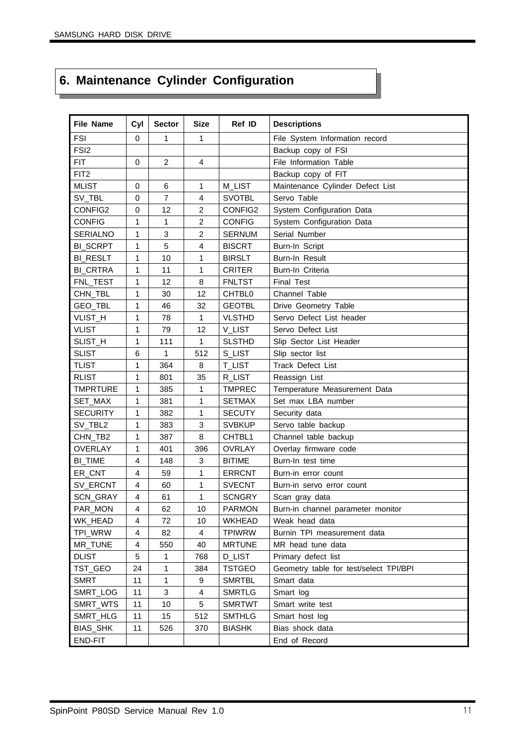# 6. Maintenance Cylinder Configuration

| File Name | Cyl | Sector | Size | Ref ID | Descriptions |
|---|---|---|---|---|---|
| FSI | 0 | 1 | 1 | | File System Information record |
| FSI2 | | | | | Backup copy of FSI |
| FIT | 0 | 2 | 4 | | File Information Table |
| FIT2 | | | | | Backup copy of FIT |
| MLIST | 0 | 6 | 1 | M_LIST | Maintenance Cylinder Defect List |
| SV_TBL | 0 | 7 | 4 | SVOTBL | Servo Table |
| CONFIG2 | 0 | 12 | 2 | CONFIG2 | System Configuration Data |
| CONFIG | 1 | 1 | 2 | CONFIG | System Configuration Data |
| SERIALNO | 1 | 3 | 2 | SERNUM | Serial Number |
| BI_SCRPT | 1 | 5 | 4 | BISCRT | Burn-In Script |
| BI_RESLT | 1 | 10 | 1 | BIRSLT | Burn-In Result |
| BI_CRTRA | 1 | 11 | 1 | CRITER | Burn-In Criteria |
| FNL_TEST | 1 | 12 | 8 | FNLTST | Final Test |
| CHN_TBL | 1 | 30 | 12 | CHTBL0 | Channel Table |
| GEO_TBL | 1 | 46 | 32 | GEOTBL | Drive Geometry Table |
| VLIST_H | 1 | 78 | 1 | VLSTHD | Servo Defect List header |
| VLIST | 1 | 79 | 12 | V_LIST | Servo Defect List |
| SLIST_H | 1 | 111 | 1 | SLSTHD | Slip Sector List Header |
| SLIST | 6 | 1 | 512 | S_LIST | Slip sector list |
| TLIST | 1 | 364 | 8 | T_LIST | Track Defect List |
| RLIST | 1 | 801 | 35 | R_LIST | Reassign List |
| TMPRTURE | 1 | 385 | 1 | TMPREC | Temperature Measurement Data |
| SET_MAX | 1 | 381 | 1 | SETMAX | Set max LBA number |
| SECURITY | 1 | 382 | 1 | SECUTY | Security data |
| SV_TBL2 | 1 | 383 | 3 | SVBKUP | Servo table backup |
| CHN_TB2 | 1 | 387 | 8 | CHTBL1 | Channel table backup |
| OVERLAY | 1 | 401 | 396 | OVRLAY | Overlay firmware code |
| BI_TIME | 4 | 148 | 3 | BITIME | Burn-In test time |
| ER_CNT | 4 | 59 | 1 | ERRCNT | Burn-in error count |
| SV_ERCNT | 4 | 60 | 1 | SVECNT | Burn-in servo error count |
| SCN_GRAY | 4 | 61 | 1 | SCNGRY | Scan gray data |
| PAR_MON | 4 | 62 | 10 | PARMON | Burn-in channel parameter monitor |
| WK_HEAD | 4 | 72 | 10 | WKHEAD | Weak head data |
| TPI_WRW | 4 | 82 | 4 | TPIWRW | Burnin TPI measurement data |
| MR_TUNE | 4 | 550 | 40 | MRTUNE | MR head tune data |
| DLIST | 5 | 1 | 768 | D_LIST | Primary defect list |
| TST_GEO | 24 | 1 | 384 | TSTGEO | Geometry table for test/select TPI/BPI |
| SMRT | 11 | 1 | 9 | SMRTBL | Smart data |
| SMRT_LOG | 11 | 3 | 4 | SMRTLG | Smart log |
| SMRT_WTS | 11 | 10 | 5 | SMRTWT | Smart write test |
| SMRT_HLG | 11 | 15 | 512 | SMTHLG | Smart host log |
| BIAS_SHK | 11 | 526 | 370 | BIASHK | Bias shock data |
| END-FIT | | | | | End of Record |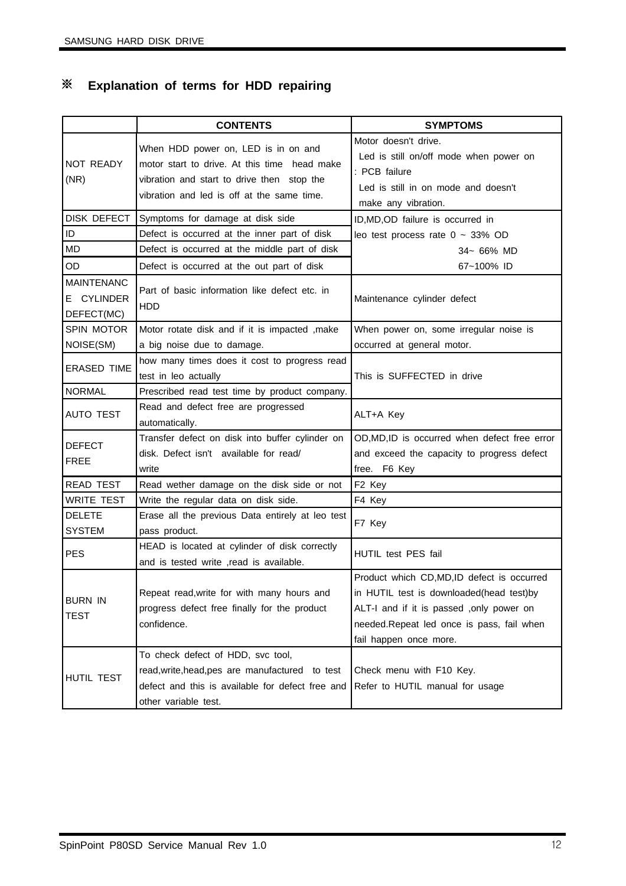## ※ Explanation of terms for HDD repairing

| | CONTENTS | SYMPTOMS |
|---|---|---|
| NOT READY (NR) | When HDD power on, LED is in on and motor start to drive. At this time head make vibration and start to drive then stop the vibration and led is off at the same time. | Motor doesn't drive. Led is still on/off mode when power on : PCB failure Led is still in on mode and doesn't make any vibration. |
| DISK DEFECT | Symptoms for damage at disk side | ID,MD,OD failure is occurred in leo test process rate 0 ~ 33% OD 34~ 66% MD 67~100% ID |
| ID | Defect is occurred at the inner part of disk | |
| MD | Defect is occurred at the middle part of disk | |
| OD | Defect is occurred at the out part of disk | |
| MAINTENANCE CYLINDER DEFECT(MC) | Part of basic information like defect etc. in HDD | Maintenance cylinder defect |
| SPIN MOTOR NOISE(SM) | Motor rotate disk and if it is impacted ,make a big noise due to damage. | When power on, some irregular noise is occurred at general motor. |
| ERASED TIME | how many times does it cost to progress read test in leo actually | This is SUFFECTED in drive |
| NORMAL | Prescribed read test time by product company. | |
| AUTO TEST | Read and defect free are progressed automatically. | ALT+A Key |
| DEFECT FREE | Transfer defect on disk into buffer cylinder on disk. Defect isn't available for read/ write | OD,MD,ID is occurred when defect free error and exceed the capacity to progress defect free. F6 Key |
| READ TEST | Read wether damage on the disk side or not | F2 Key |
| WRITE TEST | Write the regular data on disk side. | F4 Key |
| DELETE SYSTEM | Erase all the previous Data entirely at leo test pass product. | F7 Key |
| PES | HEAD is located at cylinder of disk correctly and is tested write ,read is available. | HUTIL test PES fail |
| BURN IN TEST | Repeat read,write for with many hours and progress defect free finally for the product confidence. | Product which CD,MD,ID defect is occurred in HUTIL test is downloaded(head test)by ALT-I and if it is passed ,only power on needed.Repeat led once is pass, fail when fail happen once more. |
| HUTIL TEST | To check defect of HDD, svc tool, read,write,head,pes are manufactured to test defect and this is available for defect free and other variable test. | Check menu with F10 Key. Refer to HUTIL manual for usage |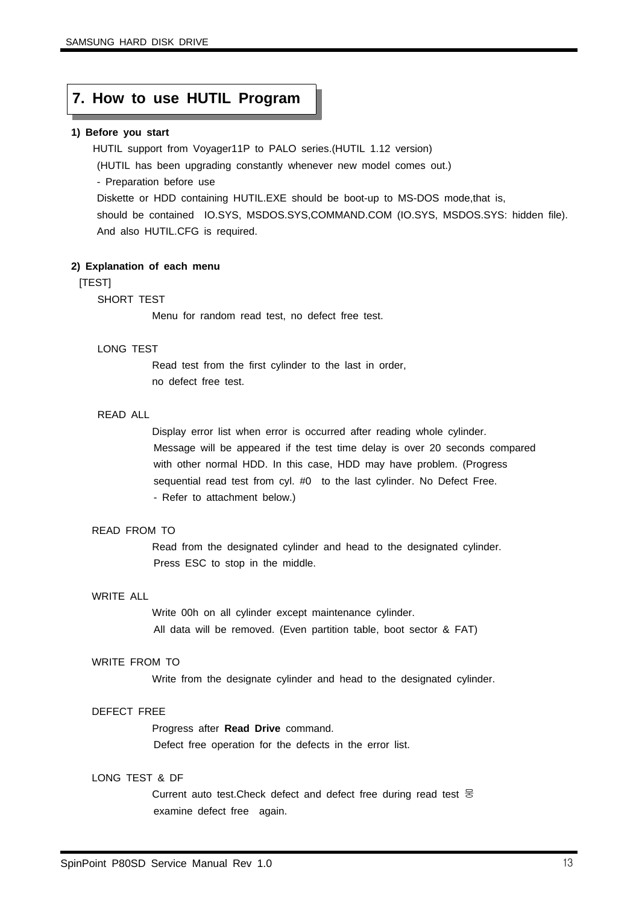# 7. How to use HUTIL Program

**1) Before you start**

HUTIL support from Voyager11P to PALO series.(HUTIL 1.12 version)

(HUTIL has been upgrading constantly whenever new model comes out.)

- Preparation before use

Diskette or HDD containing HUTIL.EXE should be boot-up to MS-DOS mode,that is, should be contained IO.SYS, MSDOS.SYS,COMMAND.COM (IO.SYS, MSDOS.SYS: hidden file). And also HUTIL.CFG is required.

**2) Explanation of each menu**

[TEST]

SHORT TEST

Menu for random read test, no defect free test.

LONG TEST

Read test from the first cylinder to the last in order, no defect free test.

READ ALL

Display error list when error is occurred after reading whole cylinder. Message will be appeared if the test time delay is over 20 seconds compared with other normal HDD. In this case, HDD may have problem. (Progress sequential read test from cyl. #0 to the last cylinder. No Defect Free. - Refer to attachment below.)

READ FROM TO

Read from the designated cylinder and head to the designated cylinder. Press ESC to stop in the middle.

WRITE ALL

Write 00h on all cylinder except maintenance cylinder. All data will be removed. (Even partition table, boot sector & FAT)

WRITE FROM TO

Write from the designate cylinder and head to the designated cylinder.

DEFECT FREE

Progress after **Read Drive** command. Defect free operation for the defects in the error list.

LONG TEST & DF

Current auto test.Check defect and defect free during read test 용 examine defect free again.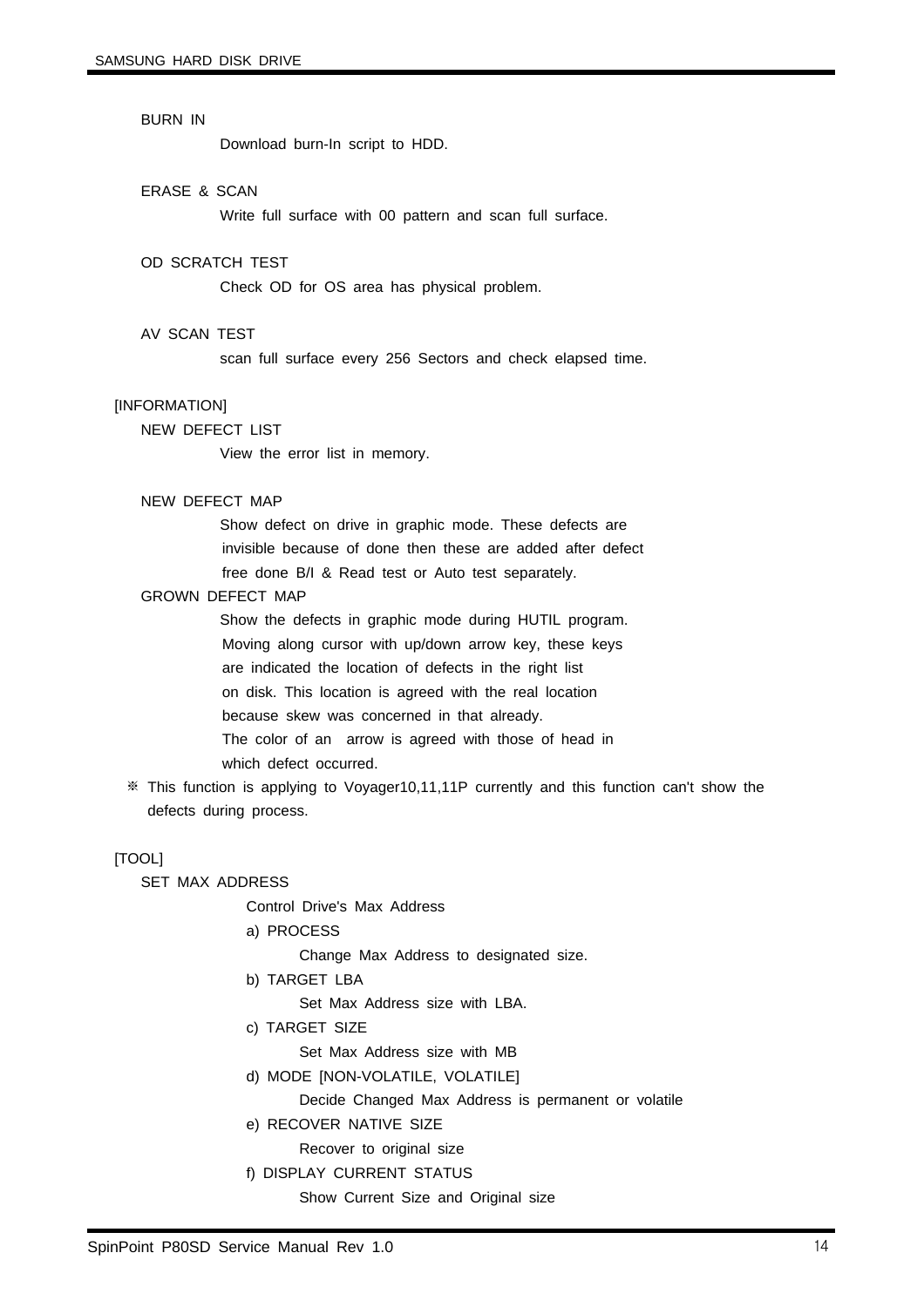**BURN IN**

Download burn-In script to HDD.

**ERASE & SCAN**

Write full surface with 00 pattern and scan full surface.

**OD SCRATCH TEST**

Check OD for OS area has physical problem.

**AV SCAN TEST**

scan full surface every 256 Sectors and check elapsed time.

## [INFORMATION]

**NEW DEFECT LIST**

View the error list in memory.

**NEW DEFECT MAP**

Show defect on drive in graphic mode. These defects are invisible because of done then these are added after defect free done B/I & Read test or Auto test separately.

**GROWN DEFECT MAP**

Show the defects in graphic mode during HUTIL program. Moving along cursor with up/down arrow key, these keys are indicated the location of defects in the right list on disk. This location is agreed with the real location because skew was concerned in that already. The color of an arrow is agreed with those of head in which defect occurred.

※ This function is applying to Voyager10,11,11P currently and this function can't show the defects during process.

## [TOOL]

**SET MAX ADDRESS**

Control Drive's Max Address

a) PROCESS

Change Max Address to designated size.

b) TARGET LBA

Set Max Address size with LBA.

c) TARGET SIZE

Set Max Address size with MB

d) MODE [NON-VOLATILE, VOLATILE]

Decide Changed Max Address is permanent or volatile

e) RECOVER NATIVE SIZE

Recover to original size

f) DISPLAY CURRENT STATUS

Show Current Size and Original size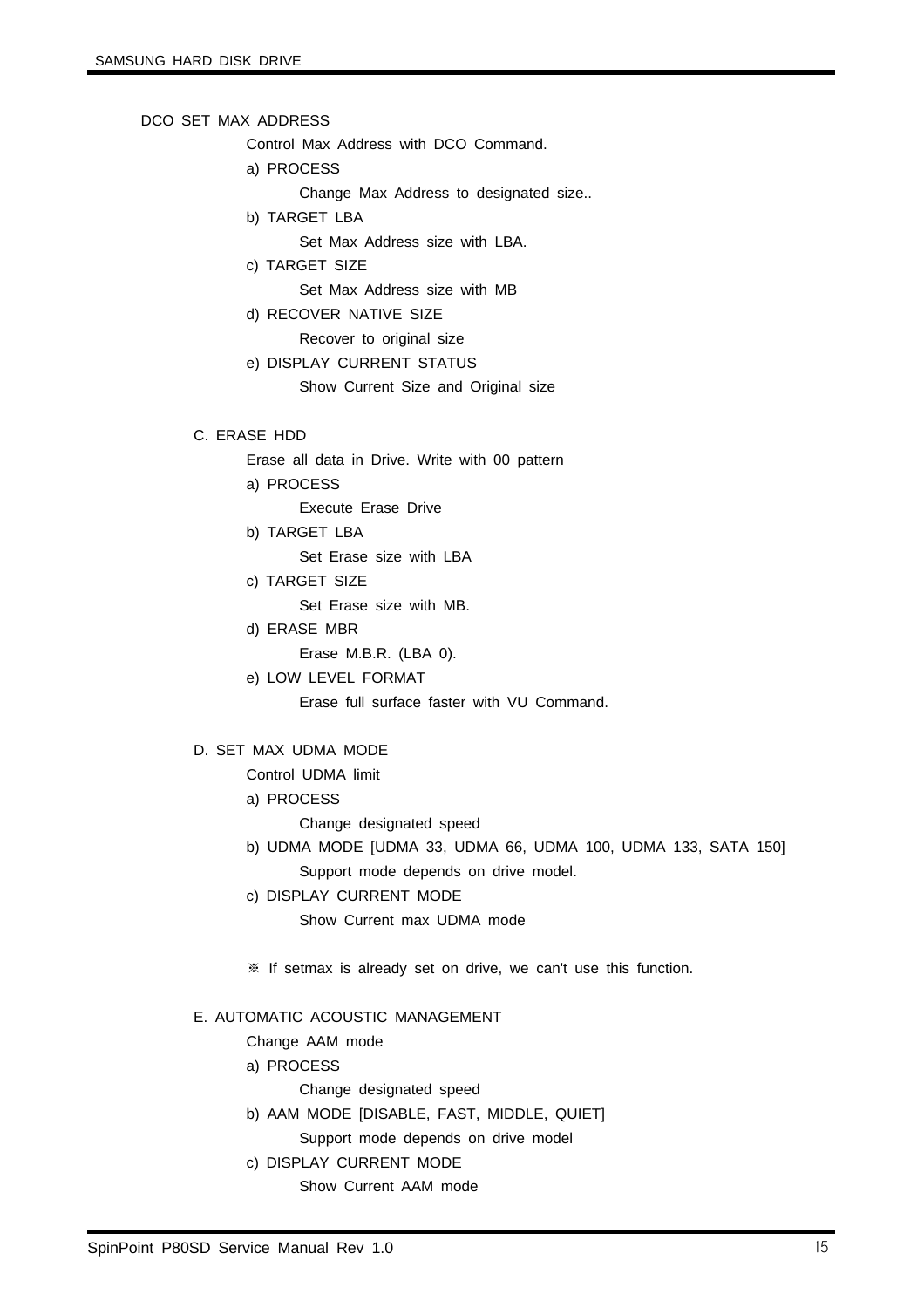DCO SET MAX ADDRESS

Control Max Address with DCO Command.

a) PROCESS

Change Max Address to designated size..

b) TARGET LBA

Set Max Address size with LBA.

c) TARGET SIZE

Set Max Address size with MB

d) RECOVER NATIVE SIZE

Recover to original size

e) DISPLAY CURRENT STATUS

Show Current Size and Original size

### C. ERASE HDD

Erase all data in Drive. Write with 00 pattern

a) PROCESS

Execute Erase Drive

b) TARGET LBA

Set Erase size with LBA

c) TARGET SIZE

Set Erase size with MB.

d) ERASE MBR

Erase M.B.R. (LBA 0).

e) LOW LEVEL FORMAT

Erase full surface faster with VU Command.

### D. SET MAX UDMA MODE

Control UDMA limit

a) PROCESS

Change designated speed

b) UDMA MODE [UDMA 33, UDMA 66, UDMA 100, UDMA 133, SATA 150]

Support mode depends on drive model.

c) DISPLAY CURRENT MODE

Show Current max UDMA mode

※ If setmax is already set on drive, we can't use this function.

### E. AUTOMATIC ACOUSTIC MANAGEMENT

Change AAM mode

a) PROCESS

Change designated speed

b) AAM MODE [DISABLE, FAST, MIDDLE, QUIET]

Support mode depends on drive model

c) DISPLAY CURRENT MODE

Show Current AAM mode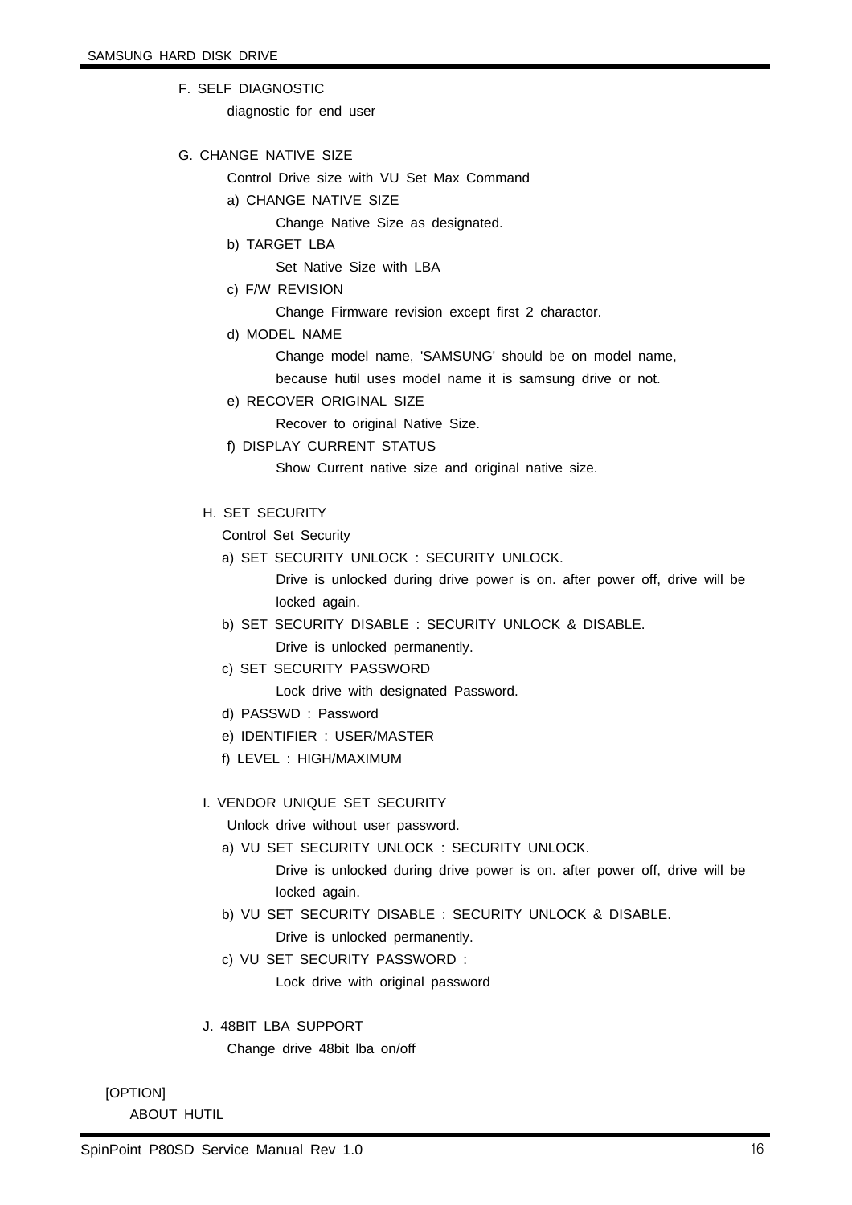F. SELF DIAGNOSTIC

diagnostic for end user

G. CHANGE NATIVE SIZE

Control Drive size with VU Set Max Command

a) CHANGE NATIVE SIZE

Change Native Size as designated.

b) TARGET LBA

Set Native Size with LBA

c) F/W REVISION

Change Firmware revision except first 2 charactor.

d) MODEL NAME

Change model name, 'SAMSUNG' should be on model name, because hutil uses model name it is samsung drive or not.

e) RECOVER ORIGINAL SIZE

Recover to original Native Size.

f) DISPLAY CURRENT STATUS

Show Current native size and original native size.

H. SET SECURITY

Control Set Security

a) SET SECURITY UNLOCK : SECURITY UNLOCK.

Drive is unlocked during drive power is on. after power off, drive will be locked again.

b) SET SECURITY DISABLE : SECURITY UNLOCK & DISABLE.

Drive is unlocked permanently.

c) SET SECURITY PASSWORD

Lock drive with designated Password.

d) PASSWD : Password

e) IDENTIFIER : USER/MASTER

f) LEVEL : HIGH/MAXIMUM

I. VENDOR UNIQUE SET SECURITY

Unlock drive without user password.

a) VU SET SECURITY UNLOCK : SECURITY UNLOCK.

Drive is unlocked during drive power is on. after power off, drive will be locked again.

b) VU SET SECURITY DISABLE : SECURITY UNLOCK & DISABLE.

Drive is unlocked permanently.

c) VU SET SECURITY PASSWORD :

Lock drive with original password

J. 48BIT LBA SUPPORT

Change drive 48bit lba on/off

[OPTION]

ABOUT HUTIL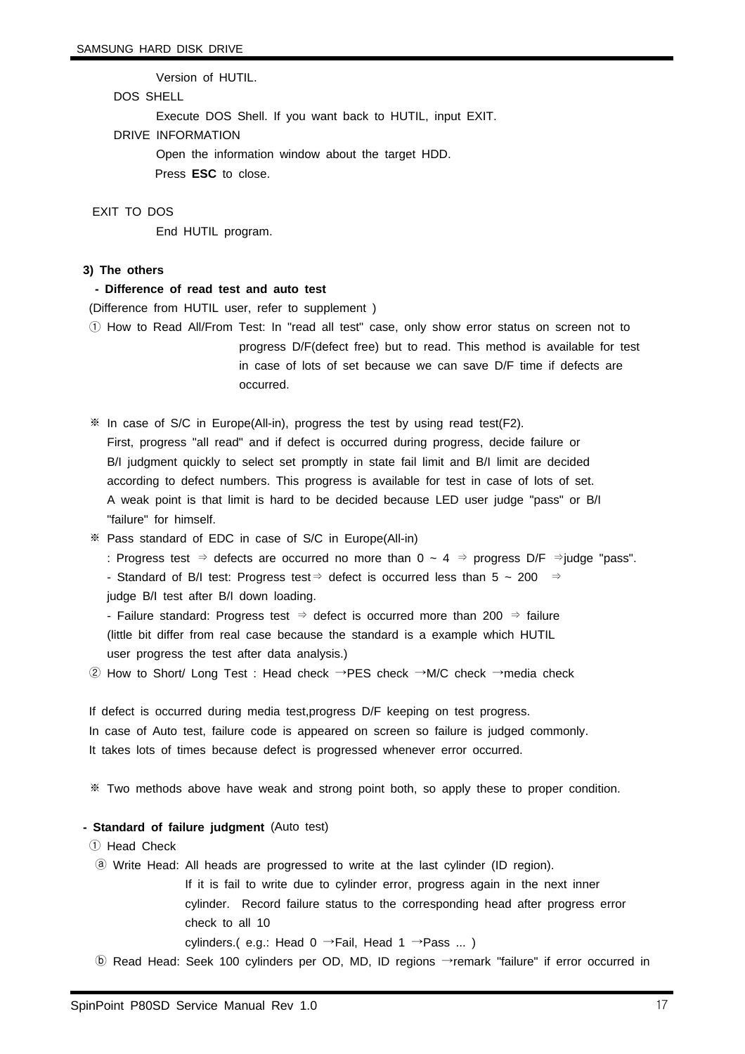Version of HUTIL.

DOS SHELL

Execute DOS Shell. If you want back to HUTIL, input EXIT.

DRIVE INFORMATION

Open the information window about the target HDD.
Press **ESC** to close.

EXIT TO DOS

End HUTIL program.

**3) The others**

**- Difference of read test and auto test**

(Difference from HUTIL user, refer to supplement )

① How to Read All/From Test: In "read all test" case, only show error status on screen not to progress D/F(defect free) but to read. This method is available for test in case of lots of set because we can save D/F time if defects are occurred.

※ In case of S/C in Europe(All-in), progress the test by using read test(F2). First, progress "all read" and if defect is occurred during progress, decide failure or B/I judgment quickly to select set promptly in state fail limit and B/I limit are decided according to defect numbers. This progress is available for test in case of lots of set. A weak point is that limit is hard to be decided because LED user judge "pass" or B/I "failure" for himself.

※ Pass standard of EDC in case of S/C in Europe(All-in)

: Progress test ⇒ defects are occurred no more than 0 ~ 4 ⇒ progress D/F ⇒judge "pass".

- Standard of B/I test: Progress test⇒ defect is occurred less than 5 ~ 200 ⇒ judge B/I test after B/I down loading.

- Failure standard: Progress test ⇒ defect is occurred more than 200 ⇒ failure (little bit differ from real case because the standard is a example which HUTIL user progress the test after data analysis.)

② How to Short/ Long Test : Head check →PES check →M/C check →media check

If defect is occurred during media test,progress D/F keeping on test progress.
In case of Auto test, failure code is appeared on screen so failure is judged commonly.
It takes lots of times because defect is progressed whenever error occurred.

※ Two methods above have weak and strong point both, so apply these to proper condition.

**- Standard of failure judgment** (Auto test)

① Head Check

ⓐ Write Head: All heads are progressed to write at the last cylinder (ID region). If it is fail to write due to cylinder error, progress again in the next inner cylinder. Record failure status to the corresponding head after progress error check to all 10 cylinders.( e.g.: Head 0 →Fail, Head 1 →Pass ... )

ⓑ Read Head: Seek 100 cylinders per OD, MD, ID regions →remark "failure" if error occurred in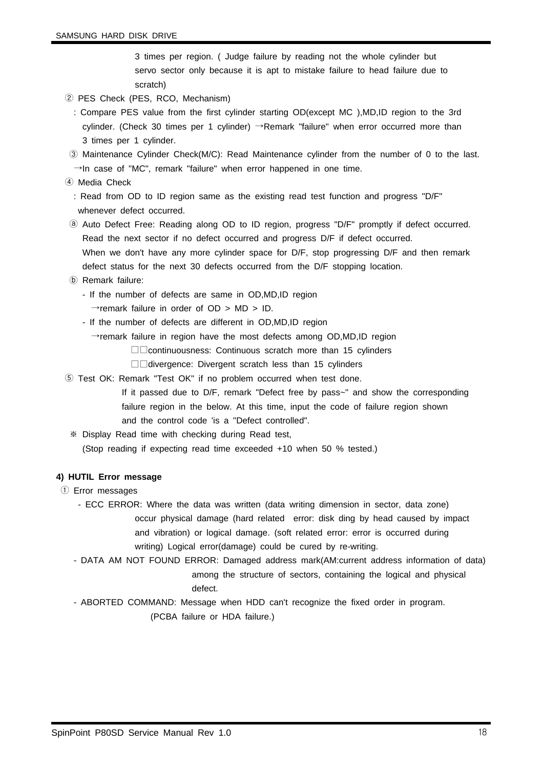3 times per region. ( Judge failure by reading not the whole cylinder but servo sector only because it is apt to mistake failure to head failure due to scratch)

② PES Check (PES, RCO, Mechanism)

: Compare PES value from the first cylinder starting OD(except MC ),MD,ID region to the 3rd cylinder. (Check 30 times per 1 cylinder) →Remark "failure" when error occurred more than 3 times per 1 cylinder.

③ Maintenance Cylinder Check(M/C): Read Maintenance cylinder from the number of 0 to the last. →In case of "MC", remark "failure" when error happened in one time.

④ Media Check

: Read from OD to ID region same as the existing read test function and progress "D/F" whenever defect occurred.

ⓐ Auto Defect Free: Reading along OD to ID region, progress "D/F" promptly if defect occurred. Read the next sector if no defect occurred and progress D/F if defect occurred. When we don't have any more cylinder space for D/F, stop progressing D/F and then remark defect status for the next 30 defects occurred from the D/F stopping location.

ⓑ Remark failure:

- If the number of defects are same in OD,MD,ID region
  →remark failure in order of OD > MD > ID.
- If the number of defects are different in OD,MD,ID region
  →remark failure in region have the most defects among OD,MD,ID region
  □□continuousness: Continuous scratch more than 15 cylinders
  □□divergence: Divergent scratch less than 15 cylinders

⑤ Test OK: Remark "Test OK" if no problem occurred when test done.
If it passed due to D/F, remark "Defect free by pass~" and show the corresponding failure region in the below. At this time, input the code of failure region shown and the control code 'is a "Defect controlled".

※ Display Read time with checking during Read test,
(Stop reading if expecting read time exceeded +10 when 50 % tested.)

**4) HUTIL Error message**

① Error messages

- ECC ERROR: Where the data was written (data writing dimension in sector, data zone) occur physical damage (hard related error: disk ding by head caused by impact and vibration) or logical damage. (soft related error: error is occurred during writing) Logical error(damage) could be cured by re-writing.
- DATA AM NOT FOUND ERROR: Damaged address mark(AM:current address information of data) among the structure of sectors, containing the logical and physical defect.
- ABORTED COMMAND: Message when HDD can't recognize the fixed order in program. (PCBA failure or HDA failure.)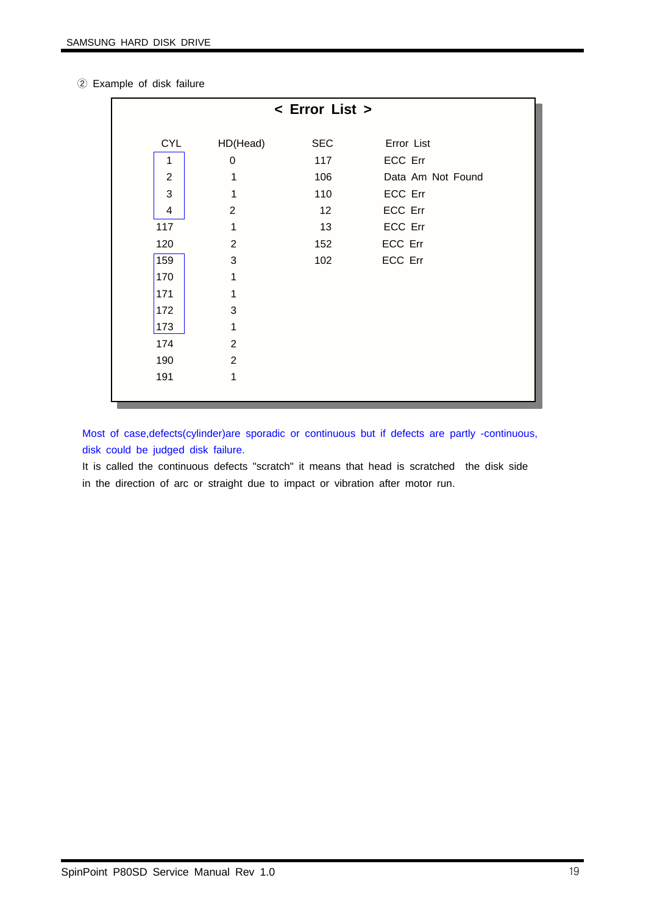② Example of disk failure

**< Error List >**

| CYL | HD(Head) | SEC | Error List |
|---|---|---|---|
| 1 | 0 | 117 | ECC Err |
| 2 | 1 | 106 | Data Am Not Found |
| 3 | 1 | 110 | ECC Err |
| 4 | 2 | 12 | ECC Err |
| 117 | 1 | 13 | ECC Err |
| 120 | 2 | 152 | ECC Err |
| 159 | 3 | 102 | ECC Err |
| 170 | 1 | | |
| 171 | 1 | | |
| 172 | 3 | | |
| 173 | 1 | | |
| 174 | 2 | | |
| 190 | 2 | | |
| 191 | 1 | | |

Most of case,defects(cylinder)are sporadic or continuous but if defects are partly -continuous, disk could be judged disk failure.

It is called the continuous defects "scratch" it means that head is scratched the disk side in the direction of arc or straight due to impact or vibration after motor run.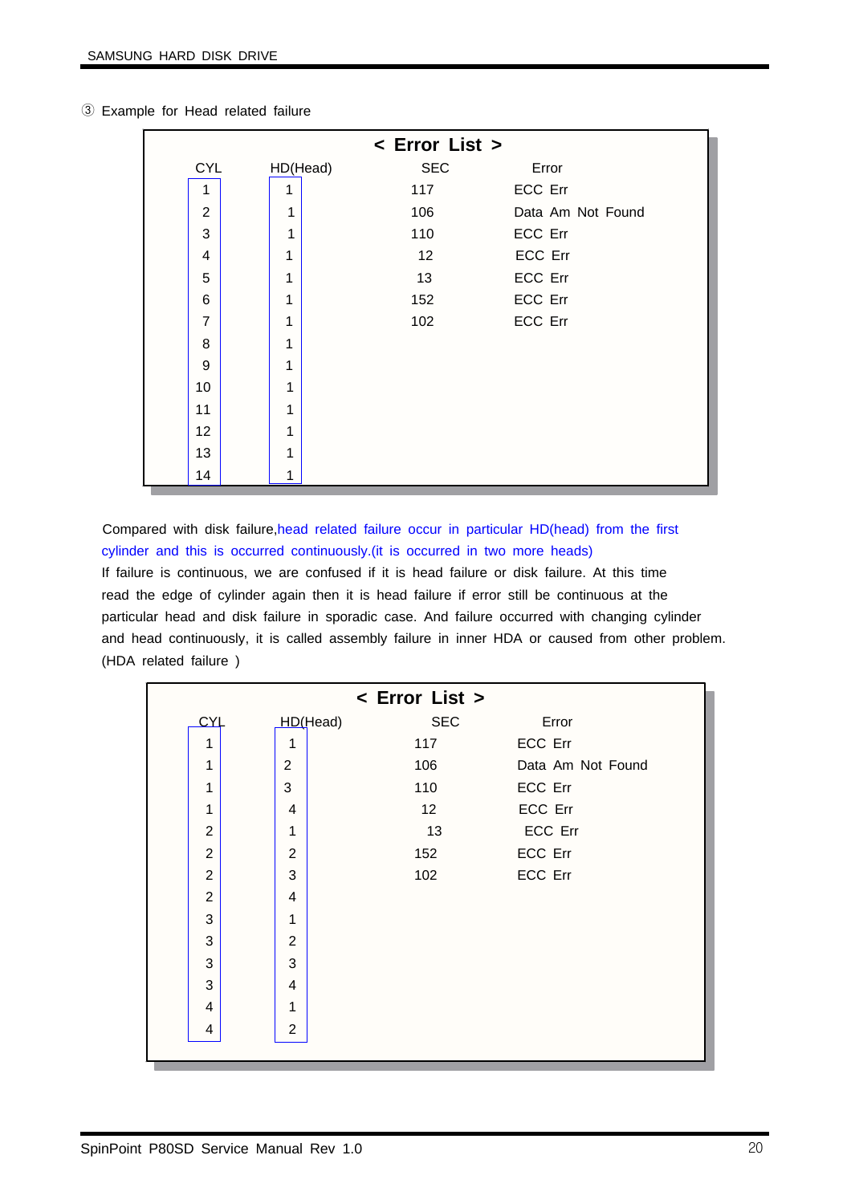③ Example for Head related failure

**< Error List >**

| CYL | HD(Head) | SEC | Error |
|---|---|---|---|
| 1 | 1 | 117 | ECC Err |
| 2 | 1 | 106 | Data Am Not Found |
| 3 | 1 | 110 | ECC Err |
| 4 | 1 | 12 | ECC Err |
| 5 | 1 | 13 | ECC Err |
| 6 | 1 | 152 | ECC Err |
| 7 | 1 | 102 | ECC Err |
| 8 | 1 | | |
| 9 | 1 | | |
| 10 | 1 | | |
| 11 | 1 | | |
| 12 | 1 | | |
| 13 | 1 | | |
| 14 | 1 | | |

Compared with disk failure,head related failure occur in particular HD(head) from the first cylinder and this is occurred continuously.(it is occurred in two more heads)
If failure is continuous, we are confused if it is head failure or disk failure. At this time read the edge of cylinder again then it is head failure if error still be continuous at the particular head and disk failure in sporadic case. And failure occurred with changing cylinder and head continuously, it is called assembly failure in inner HDA or caused from other problem. (HDA related failure )

**< Error List >**

| CYL | HD(Head) | SEC | Error |
|---|---|---|---|
| 1 | 1 | 117 | ECC Err |
| 1 | 2 | 106 | Data Am Not Found |
| 1 | 3 | 110 | ECC Err |
| 1 | 4 | 12 | ECC Err |
| 2 | 1 | 13 | ECC Err |
| 2 | 2 | 152 | ECC Err |
| 2 | 3 | 102 | ECC Err |
| 2 | 4 | | |
| 3 | 1 | | |
| 3 | 2 | | |
| 3 | 3 | | |
| 3 | 4 | | |
| 4 | 1 | | |
| 4 | 2 | | |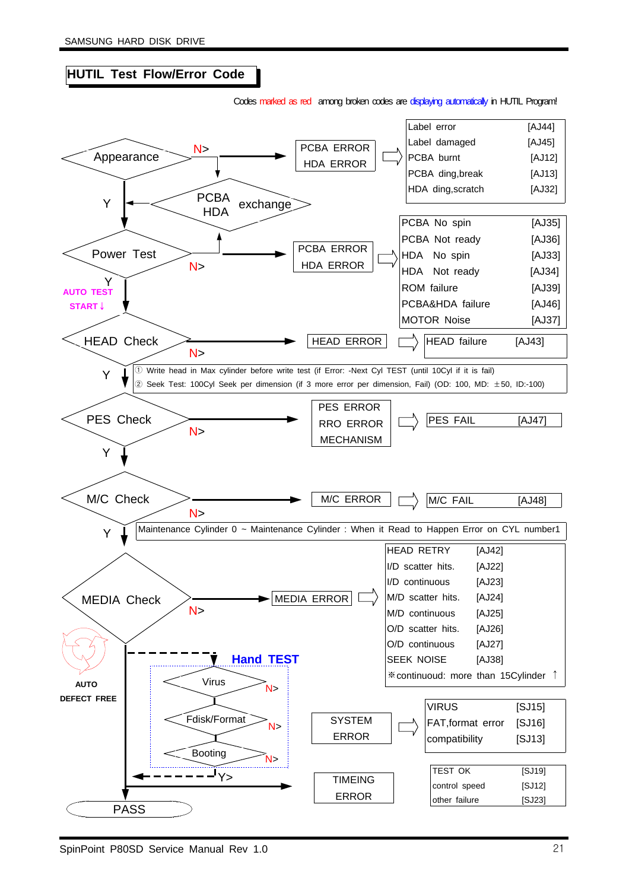## HUTIL Test Flow/Error Code

Codes marked as red among broken codes are displaying automatically in HUTIL Program!

**Appearance** — N> PCBA ERROR / HDA ERROR

| Error | Code |
|---|---|
| Label error | [AJ44] |
| Label damaged | [AJ45] |
| PCBA burnt | [AJ12] |
| PCBA ding,break | [AJ13] |
| HDA ding,scratch | [AJ32] |

PCBA HDA exchange

Y ↓

**Power Test** — N> PCBA ERROR / HDA ERROR

| Error | Code |
|---|---|
| PCBA No spin | [AJ35] |
| PCBA Not ready | [AJ36] |
| HDA No spin | [AJ33] |
| HDA Not ready | [AJ34] |
| ROM failure | [AJ39] |
| PCBA&HDA failure | [AJ46] |
| MOTOR Noise | [AJ37] |

Y ↓ AUTO TEST START ↓

**HEAD Check** — N> HEAD ERROR

| Error | Code |
|---|---|
| HEAD failure | [AJ43] |

① Write head in Max cylinder before write test (if Error: -Next Cyl TEST (until 10Cyl if it is fail)
② Seek Test: 100Cyl Seek per dimension (if 3 more error per dimension, Fail) (OD: 100, MD: ±50, ID:-100)

Y ↓

**PES Check** — N> PES ERROR / RRO ERROR / MECHANISM

| Error | Code |
|---|---|
| PES FAIL | [AJ47] |

Y ↓

**M/C Check** — N> M/C ERROR

| Error | Code |
|---|---|
| M/C FAIL | [AJ48] |

Maintenance Cylinder 0 ~ Maintenance Cylinder : When it Read to Happen Error on CYL number1

Y ↓

**MEDIA Check** — N> MEDIA ERROR

| Error | Code |
|---|---|
| HEAD RETRY | [AJ42] |
| I/D scatter hits. | [AJ22] |
| I/D continuous | [AJ23] |
| M/D scatter hits. | [AJ24] |
| M/D continuous | [AJ25] |
| O/D scatter hits. | [AJ26] |
| O/D continuous | [AJ27] |
| SEEK NOISE | [AJ38] |

※continuoud: more than 15Cylinder ↑

AUTO DEFECT FREE

**Hand TEST**

- Virus — N>
- Fdisk/Format — N>
- Booting — N>

SYSTEM ERROR

| Error | Code |
|---|---|
| VIRUS | [SJ15] |
| FAT,format error | [SJ16] |
| compatibility | [SJ13] |

Y> → TIMEING ERROR

| Error | Code |
|---|---|
| TEST OK | [SJ19] |
| control speed | [SJ12] |
| other failure | [SJ23] |

**PASS**

SpinPoint P80SD Service Manual Rev 1.0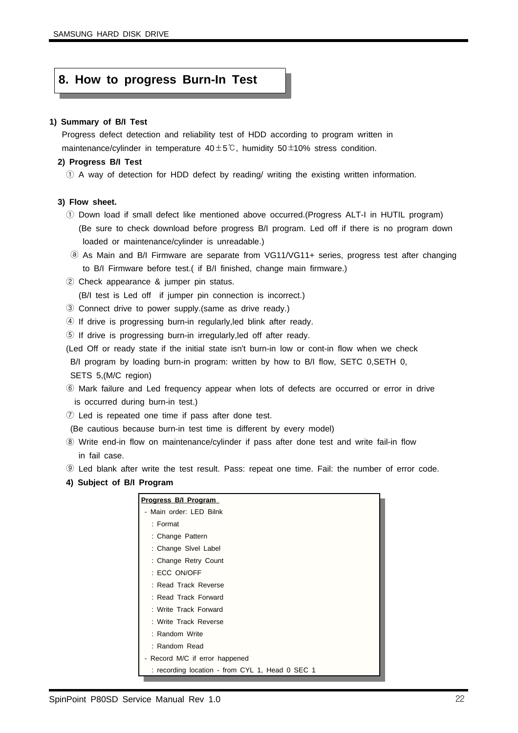## 8. How to progress Burn-In Test

**1) Summary of B/I Test**

Progress defect detection and reliability test of HDD according to program written in maintenance/cylinder in temperature 40±5℃, humidity 50±10% stress condition.

**2) Progress B/I Test**

① A way of detection for HDD defect by reading/ writing the existing written information.

**3) Flow sheet.**

① Down load if small defect like mentioned above occurred.(Progress ALT-I in HUTIL program) (Be sure to check download before progress B/I program. Led off if there is no program down loaded or maintenance/cylinder is unreadable.)

ⓐ As Main and B/I Firmware are separate from VG11/VG11+ series, progress test after changing to B/I Firmware before test.( if B/I finished, change main firmware.)

② Check appearance & jumper pin status.
(B/I test is Led off if jumper pin connection is incorrect.)

③ Connect drive to power supply.(same as drive ready.)

④ If drive is progressing burn-in regularly,led blink after ready.

⑤ If drive is progressing burn-in irregularly,led off after ready.

(Led Off or ready state if the initial state isn't burn-in low or cont-in flow when we check B/I program by loading burn-in program: written by how to B/I flow, SETC 0,SETH 0, SETS 5,(M/C region)

⑥ Mark failure and Led frequency appear when lots of defects are occurred or error in drive is occurred during burn-in test.)

⑦ Led is repeated one time if pass after done test.
(Be cautious because burn-in test time is different by every model)

⑧ Write end-in flow on maintenance/cylinder if pass after done test and write fail-in flow in fail case.

⑨ Led blank after write the test result. Pass: repeat one time. Fail: the number of error code.

**4) Subject of B/I Program**

**Progress B/I Program**

- Main order: LED Bilnk
  - : Format
  - : Change Pattern
  - : Change Slvel Label
  - : Change Retry Count
  - : ECC ON/OFF
  - : Read Track Reverse
  - : Read Track Forward
  - : Write Track Forward
  - : Write Track Reverse
  - : Random Write
  - : Random Read
- Record M/C if error happened
  - : recording location - from CYL 1, Head 0 SEC 1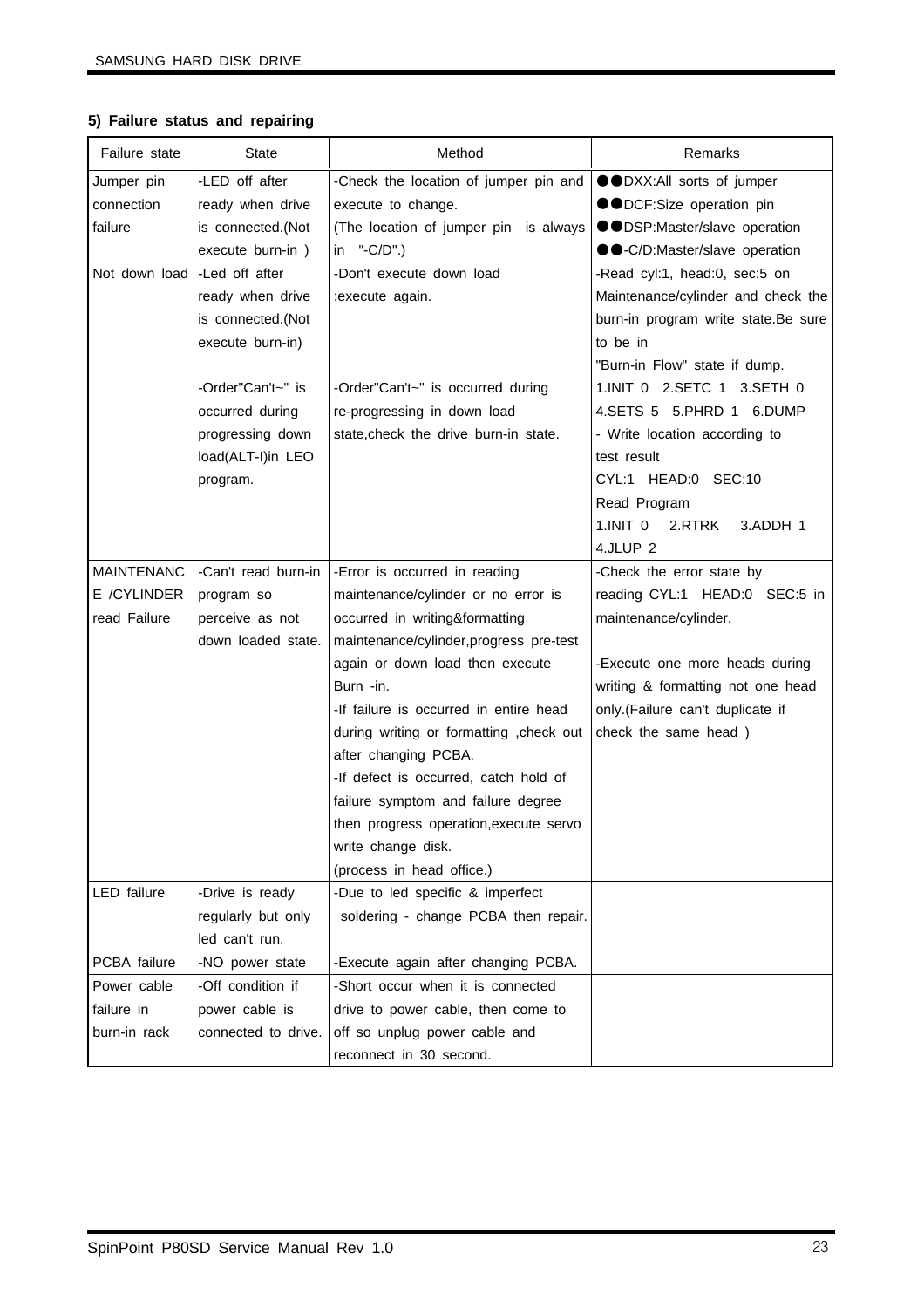### 5) Failure status and repairing

| Failure state | State | Method | Remarks |
|---|---|---|---|
| Jumper pin connection failure | -LED off after ready when drive is connected.(Not execute burn-in ) | -Check the location of jumper pin and execute to change. (The location of jumper pin is always in "-C/D".) | ●●DXX:All sorts of jumper<br>●●DCF:Size operation pin<br>●●DSP:Master/slave operation<br>●●-C/D:Master/slave operation |
| Not down load | -Led off after ready when drive is connected.(Not execute burn-in)<br><br>-Order"Can't~" is occurred during progressing down load(ALT-I)in LEO program. | -Don't execute down load :execute again.<br><br>-Order"Can't~" is occurred during re-progressing in down load state,check the drive burn-in state. | -Read cyl:1, head:0, sec:5 on Maintenance/cylinder and check the burn-in program write state.Be sure to be in "Burn-in Flow" state if dump.<br>1.INIT 0 2.SETC 1 3.SETH 0 4.SETS 5 5.PHRD 1 6.DUMP<br>- Write location according to test result<br>CYL:1 HEAD:0 SEC:10<br>Read Program<br>1.INIT 0 2.RTRK 3.ADDH 1 4.JLUP 2 |
| MAINTENANCE /CYLINDER read Failure | -Can't read burn-in program so perceive as not down loaded state. | -Error is occurred in reading maintenance/cylinder or no error is occurred in writing&formatting maintenance/cylinder,progress pre-test again or down load then execute Burn -in.<br>-If failure is occurred in entire head during writing or formatting ,check out after changing PCBA.<br>-If defect is occurred, catch hold of failure symptom and failure degree then progress operation,execute servo write change disk.<br>(process in head office.) | -Check the error state by reading CYL:1 HEAD:0 SEC:5 in maintenance/cylinder.<br><br>-Execute one more heads during writing & formatting not one head only.(Failure can't duplicate if check the same head ) |
| LED failure | -Drive is ready regularly but only led can't run. | -Due to led specific & imperfect soldering - change PCBA then repair. | |
| PCBA failure | -NO power state | -Execute again after changing PCBA. | |
| Power cable failure in burn-in rack | -Off condition if power cable is connected to drive. | -Short occur when it is connected drive to power cable, then come to off so unplug power cable and reconnect in 30 second. | |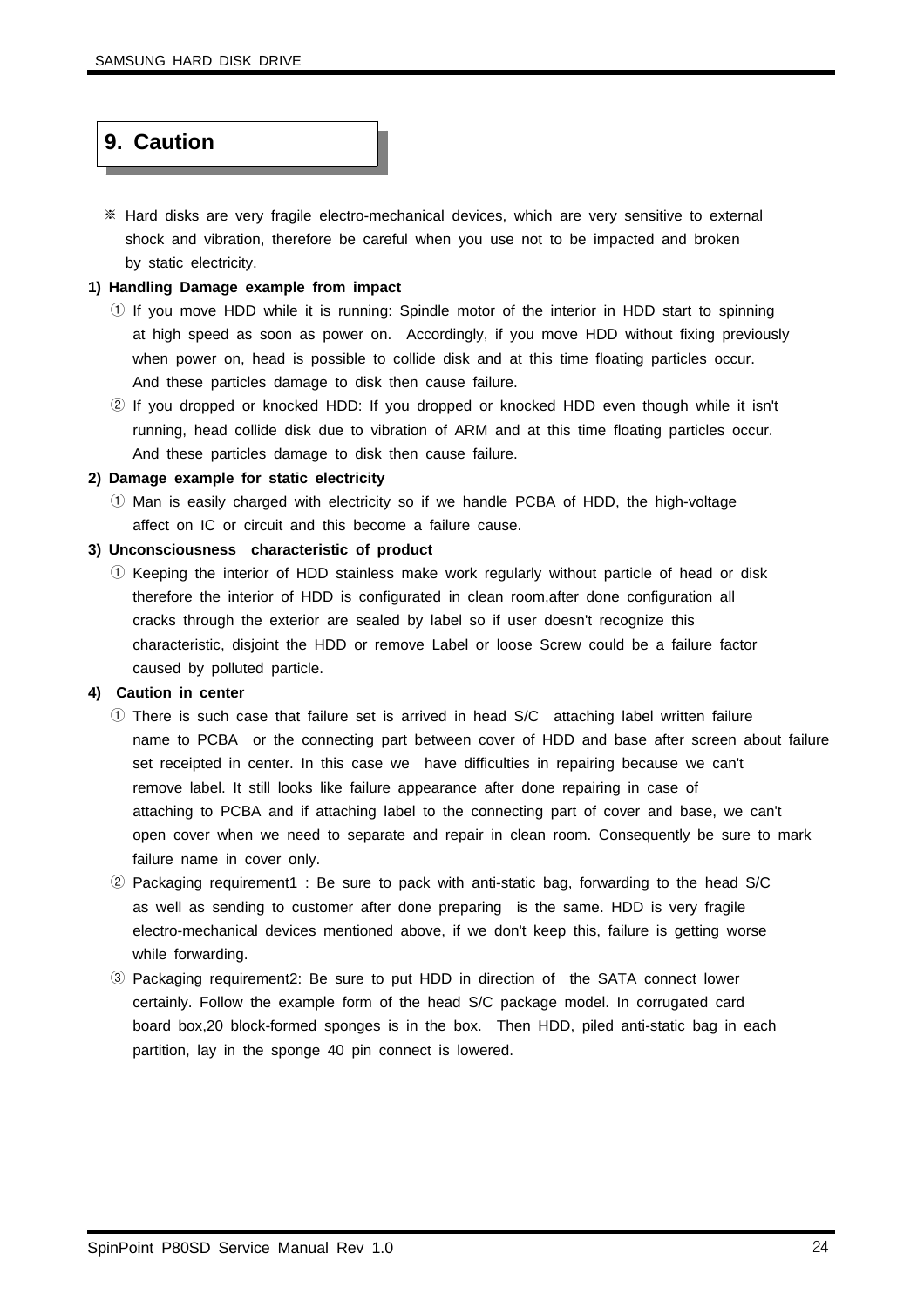# 9. Caution

※ Hard disks are very fragile electro-mechanical devices, which are very sensitive to external shock and vibration, therefore be careful when you use not to be impacted and broken by static electricity.

**1) Handling Damage example from impact**

① If you move HDD while it is running: Spindle motor of the interior in HDD start to spinning at high speed as soon as power on. Accordingly, if you move HDD without fixing previously when power on, head is possible to collide disk and at this time floating particles occur. And these particles damage to disk then cause failure.

② If you dropped or knocked HDD: If you dropped or knocked HDD even though while it isn't running, head collide disk due to vibration of ARM and at this time floating particles occur. And these particles damage to disk then cause failure.

**2) Damage example for static electricity**

① Man is easily charged with electricity so if we handle PCBA of HDD, the high-voltage affect on IC or circuit and this become a failure cause.

**3) Unconsciousness characteristic of product**

① Keeping the interior of HDD stainless make work regularly without particle of head or disk therefore the interior of HDD is configurated in clean room,after done configuration all cracks through the exterior are sealed by label so if user doesn't recognize this characteristic, disjoint the HDD or remove Label or loose Screw could be a failure factor caused by polluted particle.

**4) Caution in center**

① There is such case that failure set is arrived in head S/C attaching label written failure name to PCBA or the connecting part between cover of HDD and base after screen about failure set receipted in center. In this case we have difficulties in repairing because we can't remove label. It still looks like failure appearance after done repairing in case of attaching to PCBA and if attaching label to the connecting part of cover and base, we can't open cover when we need to separate and repair in clean room. Consequently be sure to mark failure name in cover only.

② Packaging requirement1 : Be sure to pack with anti-static bag, forwarding to the head S/C as well as sending to customer after done preparing is the same. HDD is very fragile electro-mechanical devices mentioned above, if we don't keep this, failure is getting worse while forwarding.

③ Packaging requirement2: Be sure to put HDD in direction of the SATA connect lower certainly. Follow the example form of the head S/C package model. In corrugated card board box,20 block-formed sponges is in the box. Then HDD, piled anti-static bag in each partition, lay in the sponge 40 pin connect is lowered.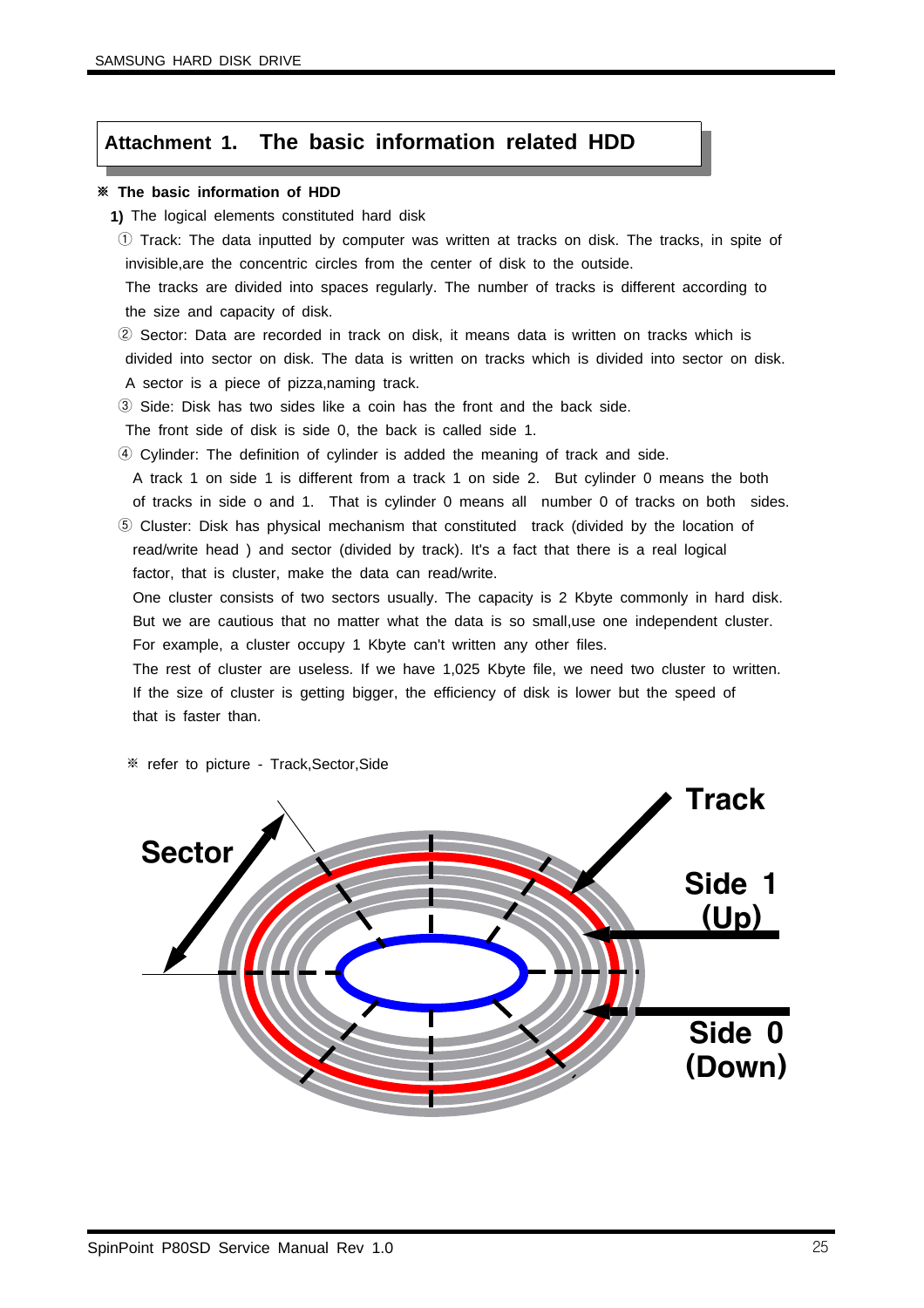## Attachment 1. The basic information related HDD

**※ The basic information of HDD**

**1)** The logical elements constituted hard disk

① Track: The data inputted by computer was written at tracks on disk. The tracks, in spite of invisible,are the concentric circles from the center of disk to the outside.
The tracks are divided into spaces regularly. The number of tracks is different according to the size and capacity of disk.

② Sector: Data are recorded in track on disk, it means data is written on tracks which is divided into sector on disk. The data is written on tracks which is divided into sector on disk. A sector is a piece of pizza,naming track.

③ Side: Disk has two sides like a coin has the front and the back side.
The front side of disk is side 0, the back is called side 1.

④ Cylinder: The definition of cylinder is added the meaning of track and side.
A track 1 on side 1 is different from a track 1 on side 2. But cylinder 0 means the both of tracks in side o and 1. That is cylinder 0 means all number 0 of tracks on both sides.

⑤ Cluster: Disk has physical mechanism that constituted track (divided by the location of read/write head ) and sector (divided by track). It's a fact that there is a real logical factor, that is cluster, make the data can read/write.
One cluster consists of two sectors usually. The capacity is 2 Kbyte commonly in hard disk. But we are cautious that no matter what the data is so small,use one independent cluster. For example, a cluster occupy 1 Kbyte can't written any other files.
The rest of cluster are useless. If we have 1,025 Kbyte file, we need two cluster to written. If the size of cluster is getting bigger, the efficiency of disk is lower but the speed of that is faster than.

※ refer to picture - Track,Sector,Side

Sector

Track

Side 1 (Up)

Side 0 (Down)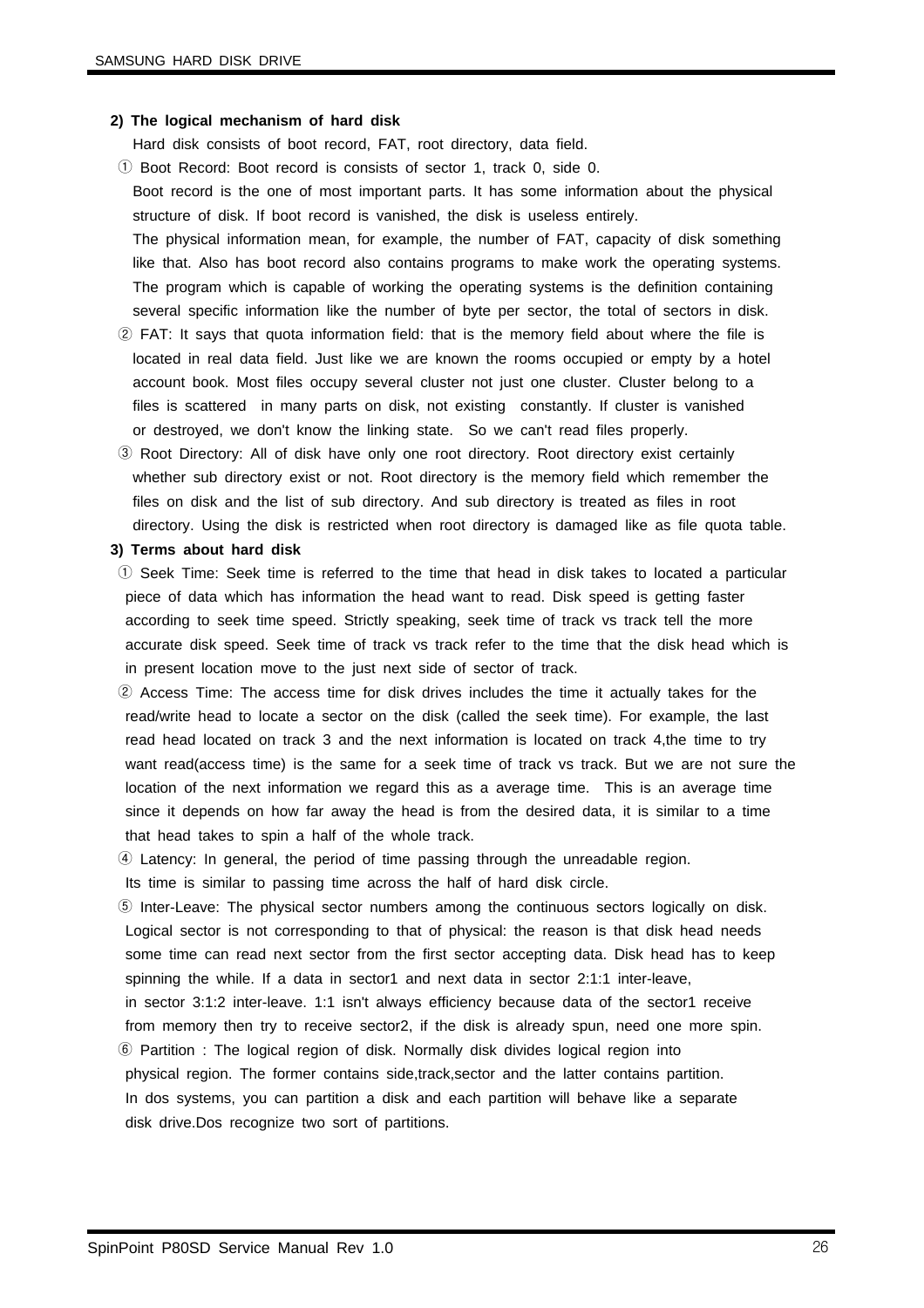**2) The logical mechanism of hard disk**

Hard disk consists of boot record, FAT, root directory, data field.

① Boot Record: Boot record is consists of sector 1, track 0, side 0.
Boot record is the one of most important parts. It has some information about the physical structure of disk. If boot record is vanished, the disk is useless entirely.
The physical information mean, for example, the number of FAT, capacity of disk something like that. Also has boot record also contains programs to make work the operating systems. The program which is capable of working the operating systems is the definition containing several specific information like the number of byte per sector, the total of sectors in disk.

② FAT: It says that quota information field: that is the memory field about where the file is located in real data field. Just like we are known the rooms occupied or empty by a hotel account book. Most files occupy several cluster not just one cluster. Cluster belong to a files is scattered in many parts on disk, not existing constantly. If cluster is vanished or destroyed, we don't know the linking state. So we can't read files properly.

③ Root Directory: All of disk have only one root directory. Root directory exist certainly whether sub directory exist or not. Root directory is the memory field which remember the files on disk and the list of sub directory. And sub directory is treated as files in root directory. Using the disk is restricted when root directory is damaged like as file quota table.

**3) Terms about hard disk**

① Seek Time: Seek time is referred to the time that head in disk takes to located a particular piece of data which has information the head want to read. Disk speed is getting faster according to seek time speed. Strictly speaking, seek time of track vs track tell the more accurate disk speed. Seek time of track vs track refer to the time that the disk head which is in present location move to the just next side of sector of track.

② Access Time: The access time for disk drives includes the time it actually takes for the read/write head to locate a sector on the disk (called the seek time). For example, the last read head located on track 3 and the next information is located on track 4,the time to try want read(access time) is the same for a seek time of track vs track. But we are not sure the location of the next information we regard this as a average time. This is an average time since it depends on how far away the head is from the desired data, it is similar to a time that head takes to spin a half of the whole track.

④ Latency: In general, the period of time passing through the unreadable region.
Its time is similar to passing time across the half of hard disk circle.

⑤ Inter-Leave: The physical sector numbers among the continuous sectors logically on disk. Logical sector is not corresponding to that of physical: the reason is that disk head needs some time can read next sector from the first sector accepting data. Disk head has to keep spinning the while. If a data in sector1 and next data in sector 2:1:1 inter-leave, in sector 3:1:2 inter-leave. 1:1 isn't always efficiency because data of the sector1 receive from memory then try to receive sector2, if the disk is already spun, need one more spin.

⑥ Partition : The logical region of disk. Normally disk divides logical region into physical region. The former contains side,track,sector and the latter contains partition. In dos systems, you can partition a disk and each partition will behave like a separate disk drive.Dos recognize two sort of partitions.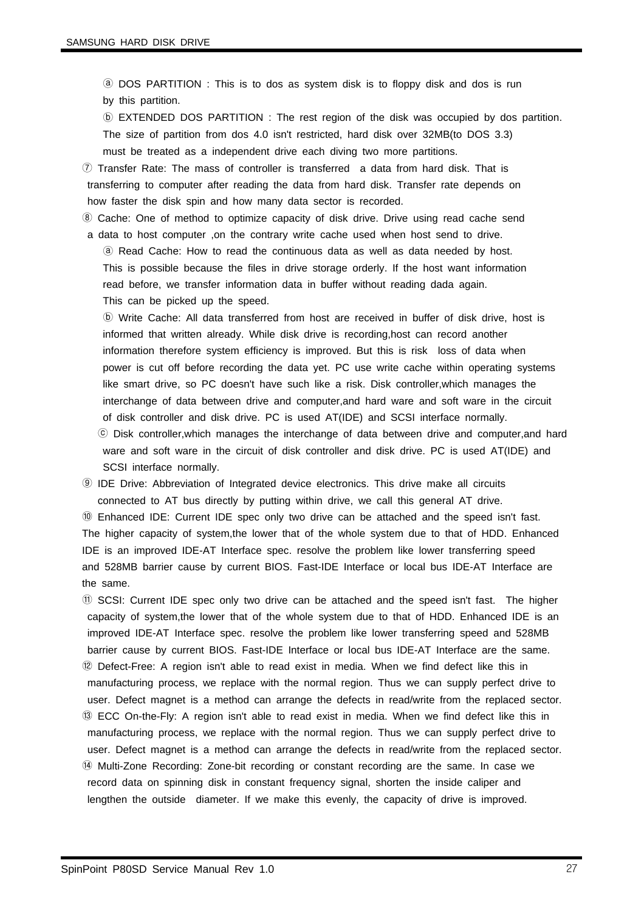ⓐ DOS PARTITION : This is to dos as system disk is to floppy disk and dos is run by this partition.

ⓑ EXTENDED DOS PARTITION : The rest region of the disk was occupied by dos partition. The size of partition from dos 4.0 isn't restricted, hard disk over 32MB(to DOS 3.3) must be treated as a independent drive each diving two more partitions.

⑦ Transfer Rate: The mass of controller is transferred a data from hard disk. That is transferring to computer after reading the data from hard disk. Transfer rate depends on how faster the disk spin and how many data sector is recorded.

⑧ Cache: One of method to optimize capacity of disk drive. Drive using read cache send a data to host computer ,on the contrary write cache used when host send to drive.

ⓐ Read Cache: How to read the continuous data as well as data needed by host. This is possible because the files in drive storage orderly. If the host want information read before, we transfer information data in buffer without reading dada again. This can be picked up the speed.

ⓑ Write Cache: All data transferred from host are received in buffer of disk drive, host is informed that written already. While disk drive is recording,host can record another information therefore system efficiency is improved. But this is risk loss of data when power is cut off before recording the data yet. PC use write cache within operating systems like smart drive, so PC doesn't have such like a risk. Disk controller,which manages the interchange of data between drive and computer,and hard ware and soft ware in the circuit of disk controller and disk drive. PC is used AT(IDE) and SCSI interface normally.

ⓒ Disk controller,which manages the interchange of data between drive and computer,and hard ware and soft ware in the circuit of disk controller and disk drive. PC is used AT(IDE) and SCSI interface normally.

⑨ IDE Drive: Abbreviation of Integrated device electronics. This drive make all circuits connected to AT bus directly by putting within drive, we call this general AT drive.

⑩ Enhanced IDE: Current IDE spec only two drive can be attached and the speed isn't fast. The higher capacity of system,the lower that of the whole system due to that of HDD. Enhanced IDE is an improved IDE-AT Interface spec. resolve the problem like lower transferring speed and 528MB barrier cause by current BIOS. Fast-IDE Interface or local bus IDE-AT Interface are the same.

⑪ SCSI: Current IDE spec only two drive can be attached and the speed isn't fast. The higher capacity of system,the lower that of the whole system due to that of HDD. Enhanced IDE is an improved IDE-AT Interface spec. resolve the problem like lower transferring speed and 528MB barrier cause by current BIOS. Fast-IDE Interface or local bus IDE-AT Interface are the same.

⑫ Defect-Free: A region isn't able to read exist in media. When we find defect like this in manufacturing process, we replace with the normal region. Thus we can supply perfect drive to user. Defect magnet is a method can arrange the defects in read/write from the replaced sector.

⑬ ECC On-the-Fly: A region isn't able to read exist in media. When we find defect like this in manufacturing process, we replace with the normal region. Thus we can supply perfect drive to user. Defect magnet is a method can arrange the defects in read/write from the replaced sector.

⑭ Multi-Zone Recording: Zone-bit recording or constant recording are the same. In case we record data on spinning disk in constant frequency signal, shorten the inside caliper and lengthen the outside diameter. If we make this evenly, the capacity of drive is improved.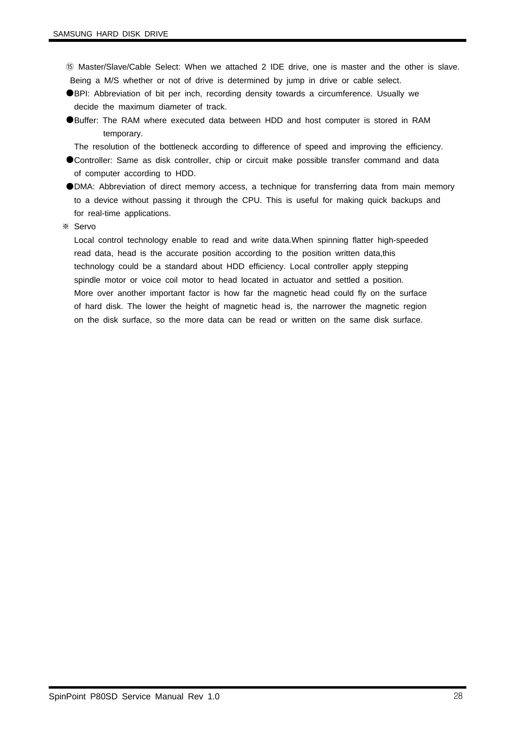⑮ Master/Slave/Cable Select: When we attached 2 IDE drive, one is master and the other is slave. Being a M/S whether or not of drive is determined by jump in drive or cable select.

- BPI: Abbreviation of bit per inch, recording density towards a circumference. Usually we decide the maximum diameter of track.
- Buffer: The RAM where executed data between HDD and host computer is stored in RAM temporary.
  The resolution of the bottleneck according to difference of speed and improving the efficiency.
- Controller: Same as disk controller, chip or circuit make possible transfer command and data of computer according to HDD.
- DMA: Abbreviation of direct memory access, a technique for transferring data from main memory to a device without passing it through the CPU. This is useful for making quick backups and for real-time applications.

※ Servo

Local control technology enable to read and write data.When spinning flatter high-speeded read data, head is the accurate position according to the position written data,this technology could be a standard about HDD efficiency. Local controller apply stepping spindle motor or voice coil motor to head located in actuator and settled a position.
More over another important factor is how far the magnetic head could fly on the surface of hard disk. The lower the height of magnetic head is, the narrower the magnetic region on the disk surface, so the more data can be read or written on the same disk surface.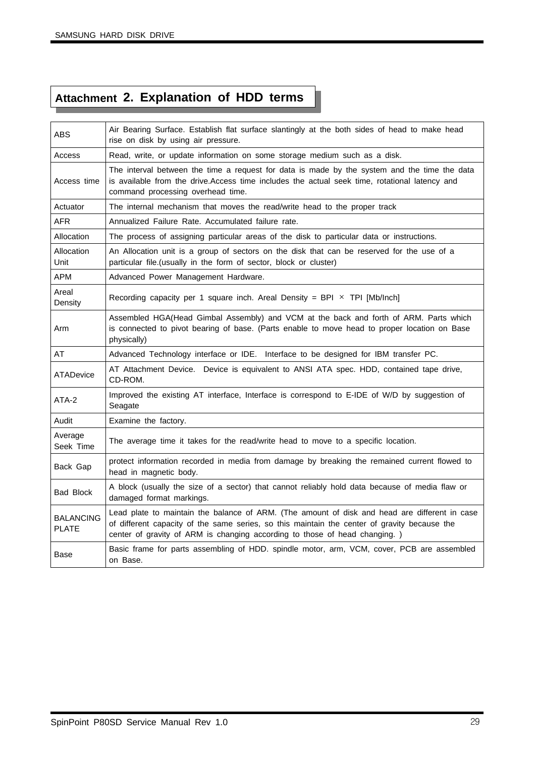# Attachment 2. Explanation of HDD terms

| | |
|---|---|
| ABS | Air Bearing Surface. Establish flat surface slantingly at the both sides of head to make head rise on disk by using air pressure. |
| Access | Read, write, or update information on some storage medium such as a disk. |
| Access time | The interval between the time a request for data is made by the system and the time the data is available from the drive.Access time includes the actual seek time, rotational latency and command processing overhead time. |
| Actuator | The internal mechanism that moves the read/write head to the proper track |
| AFR | Annualized Failure Rate. Accumulated failure rate. |
| Allocation | The process of assigning particular areas of the disk to particular data or instructions. |
| Allocation Unit | An Allocation unit is a group of sectors on the disk that can be reserved for the use of a particular file.(usually in the form of sector, block or cluster) |
| APM | Advanced Power Management Hardware. |
| Areal Density | Recording capacity per 1 square inch. Areal Density = BPI × TPI [Mb/Inch] |
| Arm | Assembled HGA(Head Gimbal Assembly) and VCM at the back and forth of ARM. Parts which is connected to pivot bearing of base. (Parts enable to move head to proper location on Base physically) |
| AT | Advanced Technology interface or IDE. Interface to be designed for IBM transfer PC. |
| ATADevice | AT Attachment Device. Device is equivalent to ANSI ATA spec. HDD, contained tape drive, CD-ROM. |
| ATA-2 | Improved the existing AT interface, Interface is correspond to E-IDE of W/D by suggestion of Seagate |
| Audit | Examine the factory. |
| Average Seek Time | The average time it takes for the read/write head to move to a specific location. |
| Back Gap | protect information recorded in media from damage by breaking the remained current flowed to head in magnetic body. |
| Bad Block | A block (usually the size of a sector) that cannot reliably hold data because of media flaw or damaged format markings. |
| BALANCING PLATE | Lead plate to maintain the balance of ARM. (The amount of disk and head are different in case of different capacity of the same series, so this maintain the center of gravity because the center of gravity of ARM is changing according to those of head changing. ) |
| Base | Basic frame for parts assembling of HDD. spindle motor, arm, VCM, cover, PCB are assembled on Base. |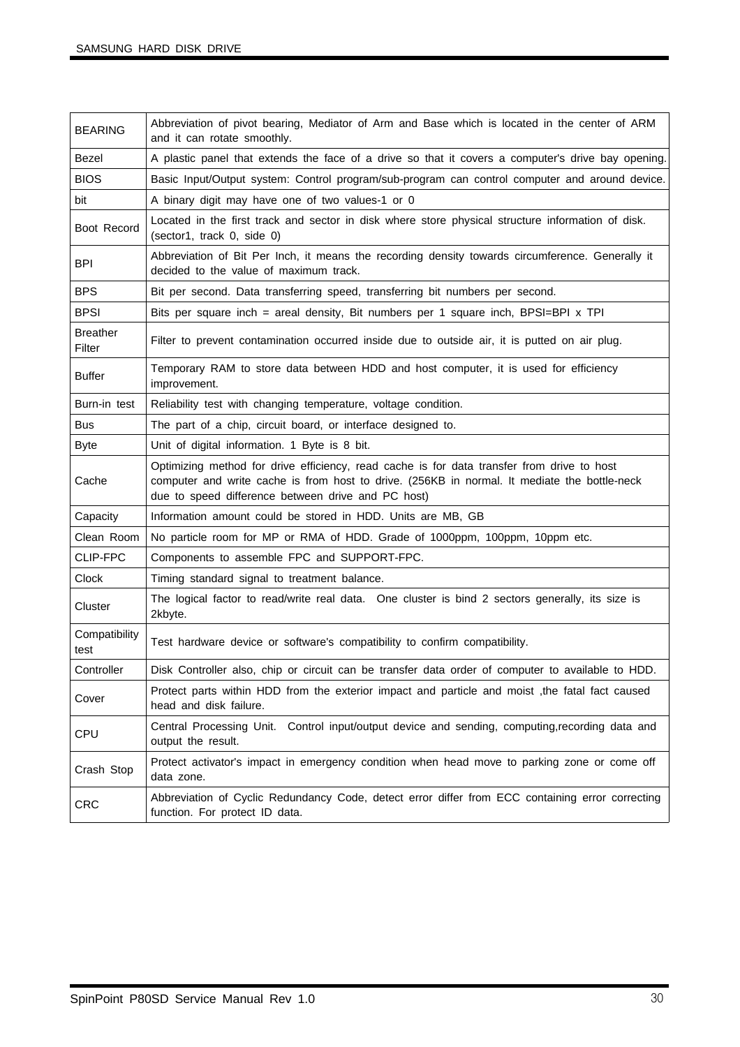| | |
|---|---|
| BEARING | Abbreviation of pivot bearing, Mediator of Arm and Base which is located in the center of ARM and it can rotate smoothly. |
| Bezel | A plastic panel that extends the face of a drive so that it covers a computer's drive bay opening. |
| BIOS | Basic Input/Output system: Control program/sub-program can control computer and around device. |
| bit | A binary digit may have one of two values-1 or 0 |
| Boot Record | Located in the first track and sector in disk where store physical structure information of disk. (sector1, track 0, side 0) |
| BPI | Abbreviation of Bit Per Inch, it means the recording density towards circumference. Generally it decided to the value of maximum track. |
| BPS | Bit per second. Data transferring speed, transferring bit numbers per second. |
| BPSI | Bits per square inch = areal density, Bit numbers per 1 square inch, BPSI=BPI x TPI |
| Breather Filter | Filter to prevent contamination occurred inside due to outside air, it is putted on air plug. |
| Buffer | Temporary RAM to store data between HDD and host computer, it is used for efficiency improvement. |
| Burn-in test | Reliability test with changing temperature, voltage condition. |
| Bus | The part of a chip, circuit board, or interface designed to. |
| Byte | Unit of digital information. 1 Byte is 8 bit. |
| Cache | Optimizing method for drive efficiency, read cache is for data transfer from drive to host computer and write cache is from host to drive. (256KB in normal. It mediate the bottle-neck due to speed difference between drive and PC host) |
| Capacity | Information amount could be stored in HDD. Units are MB, GB |
| Clean Room | No particle room for MP or RMA of HDD. Grade of 1000ppm, 100ppm, 10ppm etc. |
| CLIP-FPC | Components to assemble FPC and SUPPORT-FPC. |
| Clock | Timing standard signal to treatment balance. |
| Cluster | The logical factor to read/write real data. One cluster is bind 2 sectors generally, its size is 2kbyte. |
| Compatibility test | Test hardware device or software's compatibility to confirm compatibility. |
| Controller | Disk Controller also, chip or circuit can be transfer data order of computer to available to HDD. |
| Cover | Protect parts within HDD from the exterior impact and particle and moist ,the fatal fact caused head and disk failure. |
| CPU | Central Processing Unit. Control input/output device and sending, computing,recording data and output the result. |
| Crash Stop | Protect activator's impact in emergency condition when head move to parking zone or come off data zone. |
| CRC | Abbreviation of Cyclic Redundancy Code, detect error differ from ECC containing error correcting function. For protect ID data. |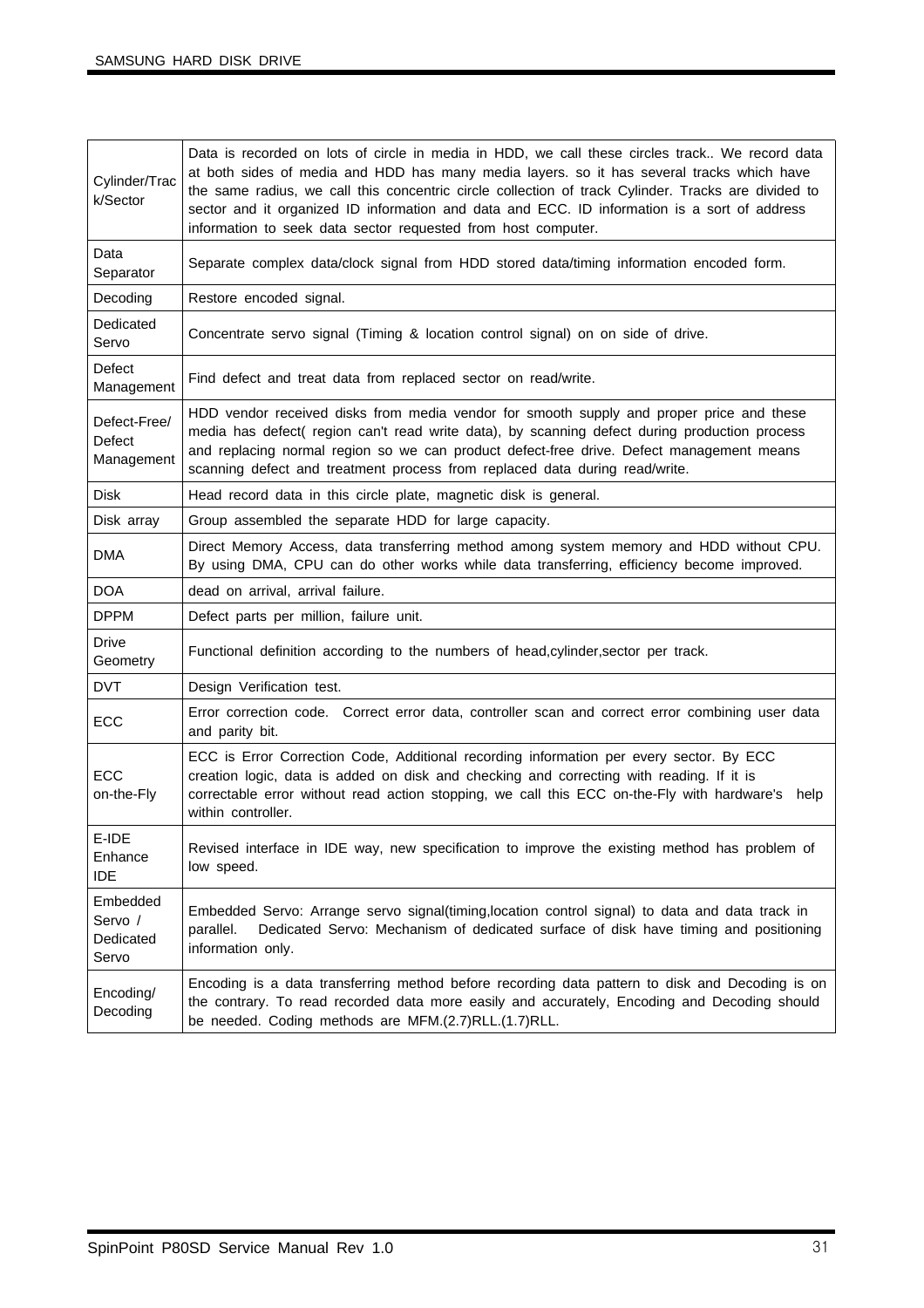| | |
|---|---|
| Cylinder/Track/Sector | Data is recorded on lots of circle in media in HDD, we call these circles track.. We record data at both sides of media and HDD has many media layers. so it has several tracks which have the same radius, we call this concentric circle collection of track Cylinder. Tracks are divided to sector and it organized ID information and data and ECC. ID information is a sort of address information to seek data sector requested from host computer. |
| Data Separator | Separate complex data/clock signal from HDD stored data/timing information encoded form. |
| Decoding | Restore encoded signal. |
| Dedicated Servo | Concentrate servo signal (Timing & location control signal) on on side of drive. |
| Defect Management | Find defect and treat data from replaced sector on read/write. |
| Defect-Free/ Defect Management | HDD vendor received disks from media vendor for smooth supply and proper price and these media has defect( region can't read write data), by scanning defect during production process and replacing normal region so we can product defect-free drive. Defect management means scanning defect and treatment process from replaced data during read/write. |
| Disk | Head record data in this circle plate, magnetic disk is general. |
| Disk array | Group assembled the separate HDD for large capacity. |
| DMA | Direct Memory Access, data transferring method among system memory and HDD without CPU. By using DMA, CPU can do other works while data transferring, efficiency become improved. |
| DOA | dead on arrival, arrival failure. |
| DPPM | Defect parts per million, failure unit. |
| Drive Geometry | Functional definition according to the numbers of head,cylinder,sector per track. |
| DVT | Design Verification test. |
| ECC | Error correction code. Correct error data, controller scan and correct error combining user data and parity bit. |
| ECC on-the-Fly | ECC is Error Correction Code, Additional recording information per every sector. By ECC creation logic, data is added on disk and checking and correcting with reading. If it is correctable error without read action stopping, we call this ECC on-the-Fly with hardware's help within controller. |
| E-IDE Enhance IDE | Revised interface in IDE way, new specification to improve the existing method has problem of low speed. |
| Embedded Servo / Dedicated Servo | Embedded Servo: Arrange servo signal(timing,location control signal) to data and data track in parallel. Dedicated Servo: Mechanism of dedicated surface of disk have timing and positioning information only. |
| Encoding/ Decoding | Encoding is a data transferring method before recording data pattern to disk and Decoding is on the contrary. To read recorded data more easily and accurately, Encoding and Decoding should be needed. Coding methods are MFM.(2.7)RLL.(1.7)RLL. |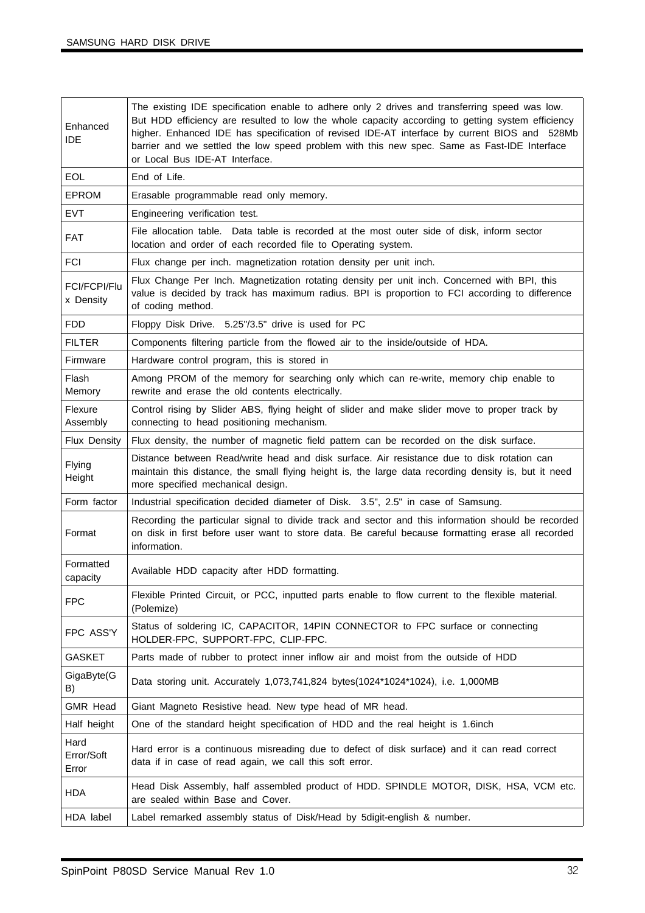| | |
|---|---|
| Enhanced IDE | The existing IDE specification enable to adhere only 2 drives and transferring speed was low. But HDD efficiency are resulted to low the whole capacity according to getting system efficiency higher. Enhanced IDE has specification of revised IDE-AT interface by current BIOS and 528Mb barrier and we settled the low speed problem with this new spec. Same as Fast-IDE Interface or Local Bus IDE-AT Interface. |
| EOL | End of Life. |
| EPROM | Erasable programmable read only memory. |
| EVT | Engineering verification test. |
| FAT | File allocation table. Data table is recorded at the most outer side of disk, inform sector location and order of each recorded file to Operating system. |
| FCI | Flux change per inch. magnetization rotation density per unit inch. |
| FCI/FCPI/Flux Density | Flux Change Per Inch. Magnetization rotating density per unit inch. Concerned with BPI, this value is decided by track has maximum radius. BPI is proportion to FCI according to difference of coding method. |
| FDD | Floppy Disk Drive. 5.25"/3.5" drive is used for PC |
| FILTER | Components filtering particle from the flowed air to the inside/outside of HDA. |
| Firmware | Hardware control program, this is stored in |
| Flash Memory | Among PROM of the memory for searching only which can re-write, memory chip enable to rewrite and erase the old contents electrically. |
| Flexure Assembly | Control rising by Slider ABS, flying height of slider and make slider move to proper track by connecting to head positioning mechanism. |
| Flux Density | Flux density, the number of magnetic field pattern can be recorded on the disk surface. |
| Flying Height | Distance between Read/write head and disk surface. Air resistance due to disk rotation can maintain this distance, the small flying height is, the large data recording density is, but it need more specified mechanical design. |
| Form factor | Industrial specification decided diameter of Disk. 3.5", 2.5" in case of Samsung. |
| Format | Recording the particular signal to divide track and sector and this information should be recorded on disk in first before user want to store data. Be careful because formatting erase all recorded information. |
| Formatted capacity | Available HDD capacity after HDD formatting. |
| FPC | Flexible Printed Circuit, or PCC, inputted parts enable to flow current to the flexible material. (Polemize) |
| FPC ASS'Y | Status of soldering IC, CAPACITOR, 14PIN CONNECTOR to FPC surface or connecting HOLDER-FPC, SUPPORT-FPC, CLIP-FPC. |
| GASKET | Parts made of rubber to protect inner inflow air and moist from the outside of HDD |
| GigaByte(GB) | Data storing unit. Accurately 1,073,741,824 bytes(1024*1024*1024), i.e. 1,000MB |
| GMR Head | Giant Magneto Resistive head. New type head of MR head. |
| Half height | One of the standard height specification of HDD and the real height is 1.6inch |
| Hard Error/Soft Error | Hard error is a continuous misreading due to defect of disk surface) and it can read correct data if in case of read again, we call this soft error. |
| HDA | Head Disk Assembly, half assembled product of HDD. SPINDLE MOTOR, DISK, HSA, VCM etc. are sealed within Base and Cover. |
| HDA label | Label remarked assembly status of Disk/Head by 5digit-english & number. |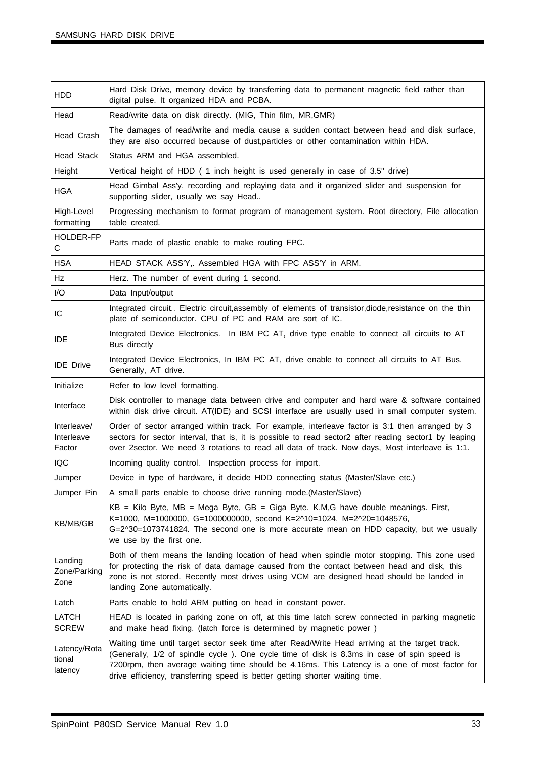| | |
|---|---|
| HDD | Hard Disk Drive, memory device by transferring data to permanent magnetic field rather than digital pulse. It organized HDA and PCBA. |
| Head | Read/write data on disk directly. (MIG, Thin film, MR,GMR) |
| Head Crash | The damages of read/write and media cause a sudden contact between head and disk surface, they are also occurred because of dust,particles or other contamination within HDA. |
| Head Stack | Status ARM and HGA assembled. |
| Height | Vertical height of HDD ( 1 inch height is used generally in case of 3.5" drive) |
| HGA | Head Gimbal Ass'y, recording and replaying data and it organized slider and suspension for supporting slider, usually we say Head.. |
| High-Level formatting | Progressing mechanism to format program of management system. Root directory, File allocation table created. |
| HOLDER-FPC | Parts made of plastic enable to make routing FPC. |
| HSA | HEAD STACK ASS'Y,. Assembled HGA with FPC ASS'Y in ARM. |
| Hz | Herz. The number of event during 1 second. |
| I/O | Data Input/output |
| IC | Integrated circuit.. Electric circuit,assembly of elements of transistor,diode,resistance on the thin plate of semiconductor. CPU of PC and RAM are sort of IC. |
| IDE | Integrated Device Electronics. In IBM PC AT, drive type enable to connect all circuits to AT Bus directly |
| IDE Drive | Integrated Device Electronics, In IBM PC AT, drive enable to connect all circuits to AT Bus. Generally, AT drive. |
| Initialize | Refer to low level formatting. |
| Interface | Disk controller to manage data between drive and computer and hard ware & software contained within disk drive circuit. AT(IDE) and SCSI interface are usually used in small computer system. |
| Interleave/ Interleave Factor | Order of sector arranged within track. For example, interleave factor is 3:1 then arranged by 3 sectors for sector interval, that is, it is possible to read sector2 after reading sector1 by leaping over 2sector. We need 3 rotations to read all data of track. Now days, Most interleave is 1:1. |
| IQC | Incoming quality control. Inspection process for import. |
| Jumper | Device in type of hardware, it decide HDD connecting status (Master/Slave etc.) |
| Jumper Pin | A small parts enable to choose drive running mode.(Master/Slave) |
| KB/MB/GB | KB = Kilo Byte, MB = Mega Byte, GB = Giga Byte. K,M,G have double meanings. First, K=1000, M=1000000, G=1000000000, second K=2^10=1024, M=2^20=1048576, G=2^30=1073741824. The second one is more accurate mean on HDD capacity, but we usually we use by the first one. |
| Landing Zone/Parking Zone | Both of them means the landing location of head when spindle motor stopping. This zone used for protecting the risk of data damage caused from the contact between head and disk, this zone is not stored. Recently most drives using VCM are designed head should be landed in landing Zone automatically. |
| Latch | Parts enable to hold ARM putting on head in constant power. |
| LATCH SCREW | HEAD is located in parking zone on off, at this time latch screw connected in parking magnetic and make head fixing. (latch force is determined by magnetic power ) |
| Latency/Rotational latency | Waiting time until target sector seek time after Read/Write Head arriving at the target track. (Generally, 1/2 of spindle cycle ). One cycle time of disk is 8.3ms in case of spin speed is 7200rpm, then average waiting time should be 4.16ms. This Latency is a one of most factor for drive efficiency, transferring speed is better getting shorter waiting time. |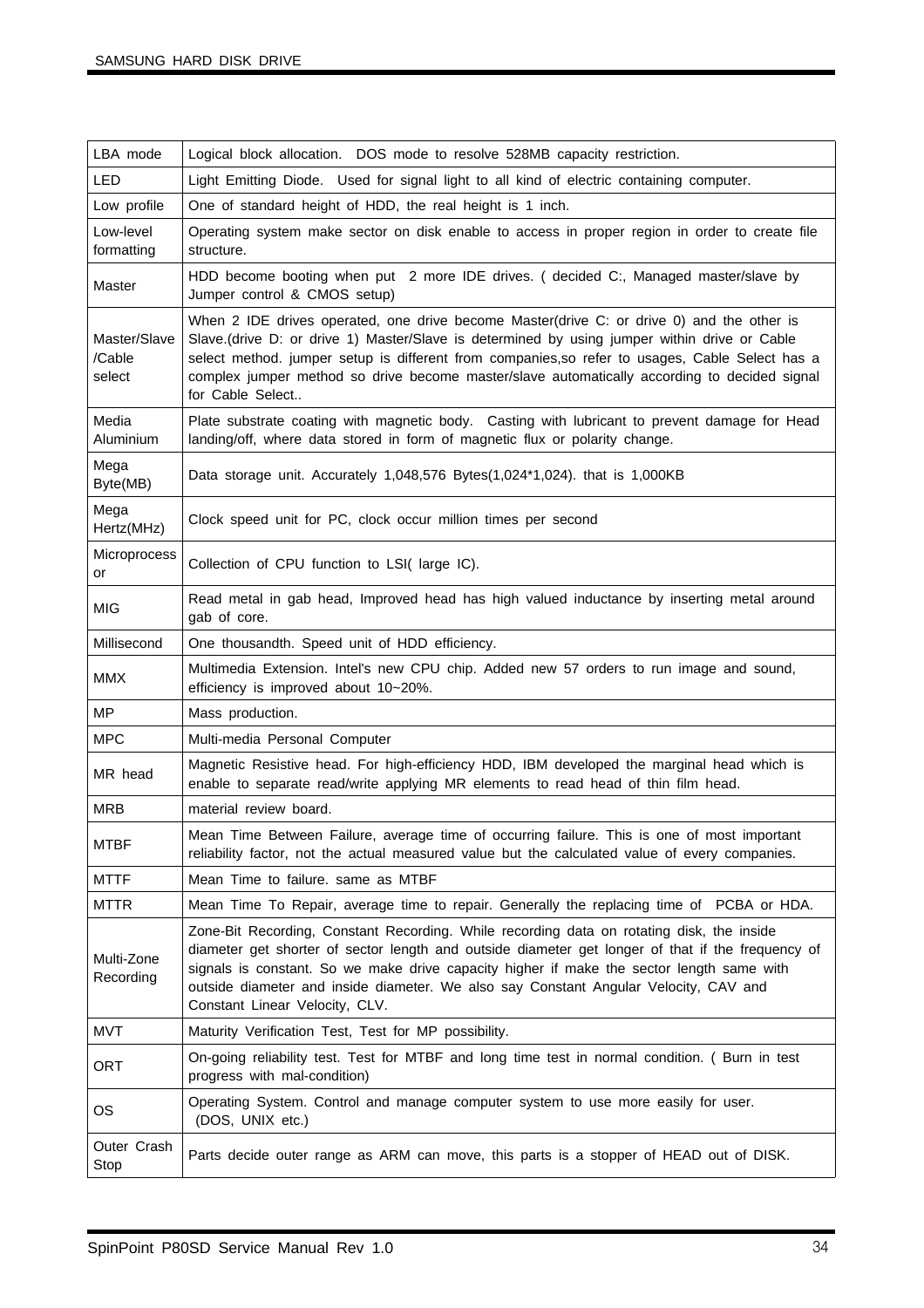| | |
|---|---|
| LBA mode | Logical block allocation. DOS mode to resolve 528MB capacity restriction. |
| LED | Light Emitting Diode. Used for signal light to all kind of electric containing computer. |
| Low profile | One of standard height of HDD, the real height is 1 inch. |
| Low-level formatting | Operating system make sector on disk enable to access in proper region in order to create file structure. |
| Master | HDD become booting when put 2 more IDE drives. ( decided C:, Managed master/slave by Jumper control & CMOS setup) |
| Master/Slave /Cable select | When 2 IDE drives operated, one drive become Master(drive C: or drive 0) and the other is Slave.(drive D: or drive 1) Master/Slave is determined by using jumper within drive or Cable select method. jumper setup is different from companies,so refer to usages, Cable Select has a complex jumper method so drive become master/slave automatically according to decided signal for Cable Select.. |
| Media Aluminium | Plate substrate coating with magnetic body. Casting with lubricant to prevent damage for Head landing/off, where data stored in form of magnetic flux or polarity change. |
| Mega Byte(MB) | Data storage unit. Accurately 1,048,576 Bytes(1,024*1,024). that is 1,000KB |
| Mega Hertz(MHz) | Clock speed unit for PC, clock occur million times per second |
| Microprocessor | Collection of CPU function to LSI( large IC). |
| MIG | Read metal in gab head, Improved head has high valued inductance by inserting metal around gab of core. |
| Millisecond | One thousandth. Speed unit of HDD efficiency. |
| MMX | Multimedia Extension. Intel's new CPU chip. Added new 57 orders to run image and sound, efficiency is improved about 10~20%. |
| MP | Mass production. |
| MPC | Multi-media Personal Computer |
| MR head | Magnetic Resistive head. For high-efficiency HDD, IBM developed the marginal head which is enable to separate read/write applying MR elements to read head of thin film head. |
| MRB | material review board. |
| MTBF | Mean Time Between Failure, average time of occurring failure. This is one of most important reliability factor, not the actual measured value but the calculated value of every companies. |
| MTTF | Mean Time to failure. same as MTBF |
| MTTR | Mean Time To Repair, average time to repair. Generally the replacing time of PCBA or HDA. |
| Multi-Zone Recording | Zone-Bit Recording, Constant Recording. While recording data on rotating disk, the inside diameter get shorter of sector length and outside diameter get longer of that if the frequency of signals is constant. So we make drive capacity higher if make the sector length same with outside diameter and inside diameter. We also say Constant Angular Velocity, CAV and Constant Linear Velocity, CLV. |
| MVT | Maturity Verification Test, Test for MP possibility. |
| ORT | On-going reliability test. Test for MTBF and long time test in normal condition. ( Burn in test progress with mal-condition) |
| OS | Operating System. Control and manage computer system to use more easily for user. (DOS, UNIX etc.) |
| Outer Crash Stop | Parts decide outer range as ARM can move, this parts is a stopper of HEAD out of DISK. |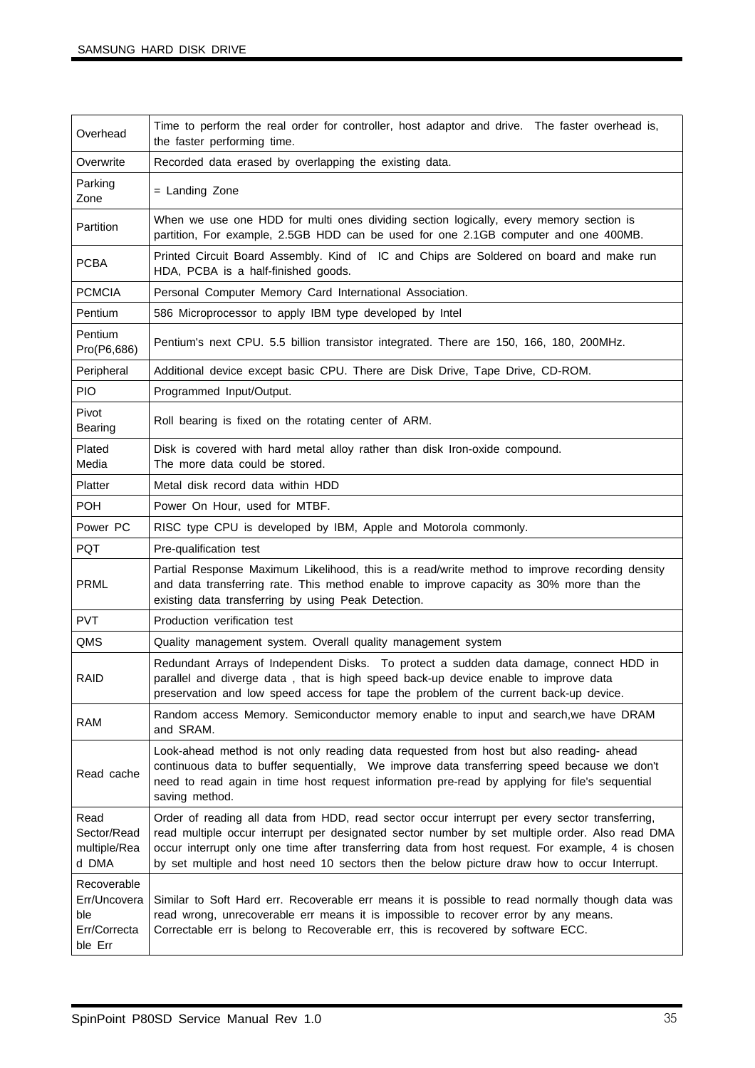| | |
|---|---|
| Overhead | Time to perform the real order for controller, host adaptor and drive. The faster overhead is, the faster performing time. |
| Overwrite | Recorded data erased by overlapping the existing data. |
| Parking Zone | = Landing Zone |
| Partition | When we use one HDD for multi ones dividing section logically, every memory section is partition, For example, 2.5GB HDD can be used for one 2.1GB computer and one 400MB. |
| PCBA | Printed Circuit Board Assembly. Kind of IC and Chips are Soldered on board and make run HDA, PCBA is a half-finished goods. |
| PCMCIA | Personal Computer Memory Card International Association. |
| Pentium | 586 Microprocessor to apply IBM type developed by Intel |
| Pentium Pro(P6,686) | Pentium's next CPU. 5.5 billion transistor integrated. There are 150, 166, 180, 200MHz. |
| Peripheral | Additional device except basic CPU. There are Disk Drive, Tape Drive, CD-ROM. |
| PIO | Programmed Input/Output. |
| Pivot Bearing | Roll bearing is fixed on the rotating center of ARM. |
| Plated Media | Disk is covered with hard metal alloy rather than disk Iron-oxide compound.<br>The more data could be stored. |
| Platter | Metal disk record data within HDD |
| POH | Power On Hour, used for MTBF. |
| Power PC | RISC type CPU is developed by IBM, Apple and Motorola commonly. |
| PQT | Pre-qualification test |
| PRML | Partial Response Maximum Likelihood, this is a read/write method to improve recording density and data transferring rate. This method enable to improve capacity as 30% more than the existing data transferring by using Peak Detection. |
| PVT | Production verification test |
| QMS | Quality management system. Overall quality management system |
| RAID | Redundant Arrays of Independent Disks. To protect a sudden data damage, connect HDD in parallel and diverge data , that is high speed back-up device enable to improve data preservation and low speed access for tape the problem of the current back-up device. |
| RAM | Random access Memory. Semiconductor memory enable to input and search,we have DRAM and SRAM. |
| Read cache | Look-ahead method is not only reading data requested from host but also reading- ahead continuous data to buffer sequentially, We improve data transferring speed because we don't need to read again in time host request information pre-read by applying for file's sequential saving method. |
| Read Sector/Read multiple/Read DMA | Order of reading all data from HDD, read sector occur interrupt per every sector transferring, read multiple occur interrupt per designated sector number by set multiple order. Also read DMA occur interrupt only one time after transferring data from host request. For example, 4 is chosen by set multiple and host need 10 sectors then the below picture draw how to occur Interrupt. |
| Recoverable Err/Uncoverable Err/Correctable Err | Similar to Soft Hard err. Recoverable err means it is possible to read normally though data was read wrong, unrecoverable err means it is impossible to recover error by any means.<br>Correctable err is belong to Recoverable err, this is recovered by software ECC. |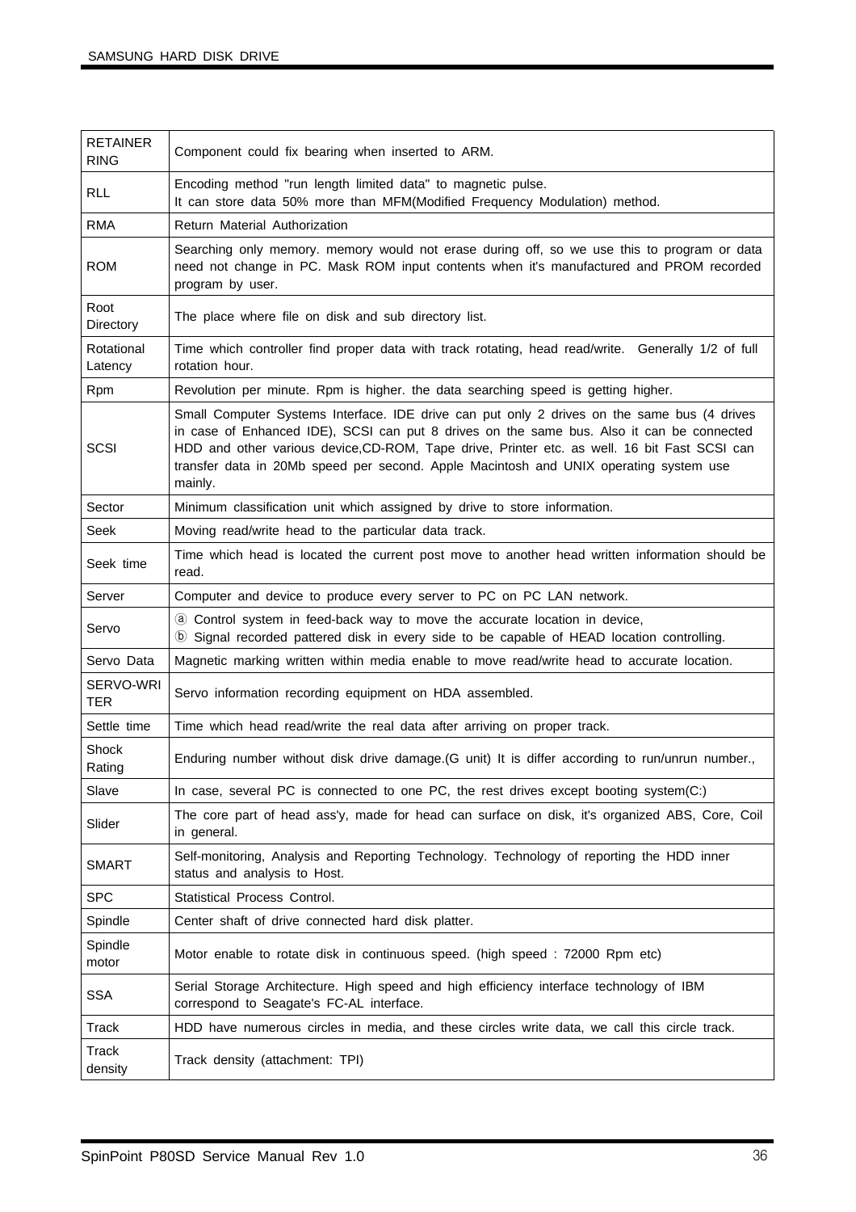| | |
|---|---|
| RETAINER RING | Component could fix bearing when inserted to ARM. |
| RLL | Encoding method "run length limited data" to magnetic pulse.<br>It can store data 50% more than MFM(Modified Frequency Modulation) method. |
| RMA | Return Material Authorization |
| ROM | Searching only memory. memory would not erase during off, so we use this to program or data need not change in PC. Mask ROM input contents when it's manufactured and PROM recorded program by user. |
| Root Directory | The place where file on disk and sub directory list. |
| Rotational Latency | Time which controller find proper data with track rotating, head read/write. Generally 1/2 of full rotation hour. |
| Rpm | Revolution per minute. Rpm is higher. the data searching speed is getting higher. |
| SCSI | Small Computer Systems Interface. IDE drive can put only 2 drives on the same bus (4 drives in case of Enhanced IDE), SCSI can put 8 drives on the same bus. Also it can be connected HDD and other various device,CD-ROM, Tape drive, Printer etc. as well. 16 bit Fast SCSI can transfer data in 20Mb speed per second. Apple Macintosh and UNIX operating system use mainly. |
| Sector | Minimum classification unit which assigned by drive to store information. |
| Seek | Moving read/write head to the particular data track. |
| Seek time | Time which head is located the current post move to another head written information should be read. |
| Server | Computer and device to produce every server to PC on PC LAN network. |
| Servo | ⓐ Control system in feed-back way to move the accurate location in device,<br>ⓑ Signal recorded pattered disk in every side to be capable of HEAD location controlling. |
| Servo Data | Magnetic marking written within media enable to move read/write head to accurate location. |
| SERVO-WRITER | Servo information recording equipment on HDA assembled. |
| Settle time | Time which head read/write the real data after arriving on proper track. |
| Shock Rating | Enduring number without disk drive damage.(G unit) It is differ according to run/unrun number., |
| Slave | In case, several PC is connected to one PC, the rest drives except booting system(C:) |
| Slider | The core part of head ass'y, made for head can surface on disk, it's organized ABS, Core, Coil in general. |
| SMART | Self-monitoring, Analysis and Reporting Technology. Technology of reporting the HDD inner status and analysis to Host. |
| SPC | Statistical Process Control. |
| Spindle | Center shaft of drive connected hard disk platter. |
| Spindle motor | Motor enable to rotate disk in continuous speed. (high speed : 72000 Rpm etc) |
| SSA | Serial Storage Architecture. High speed and high efficiency interface technology of IBM correspond to Seagate's FC-AL interface. |
| Track | HDD have numerous circles in media, and these circles write data, we call this circle track. |
| Track density | Track density (attachment: TPI) |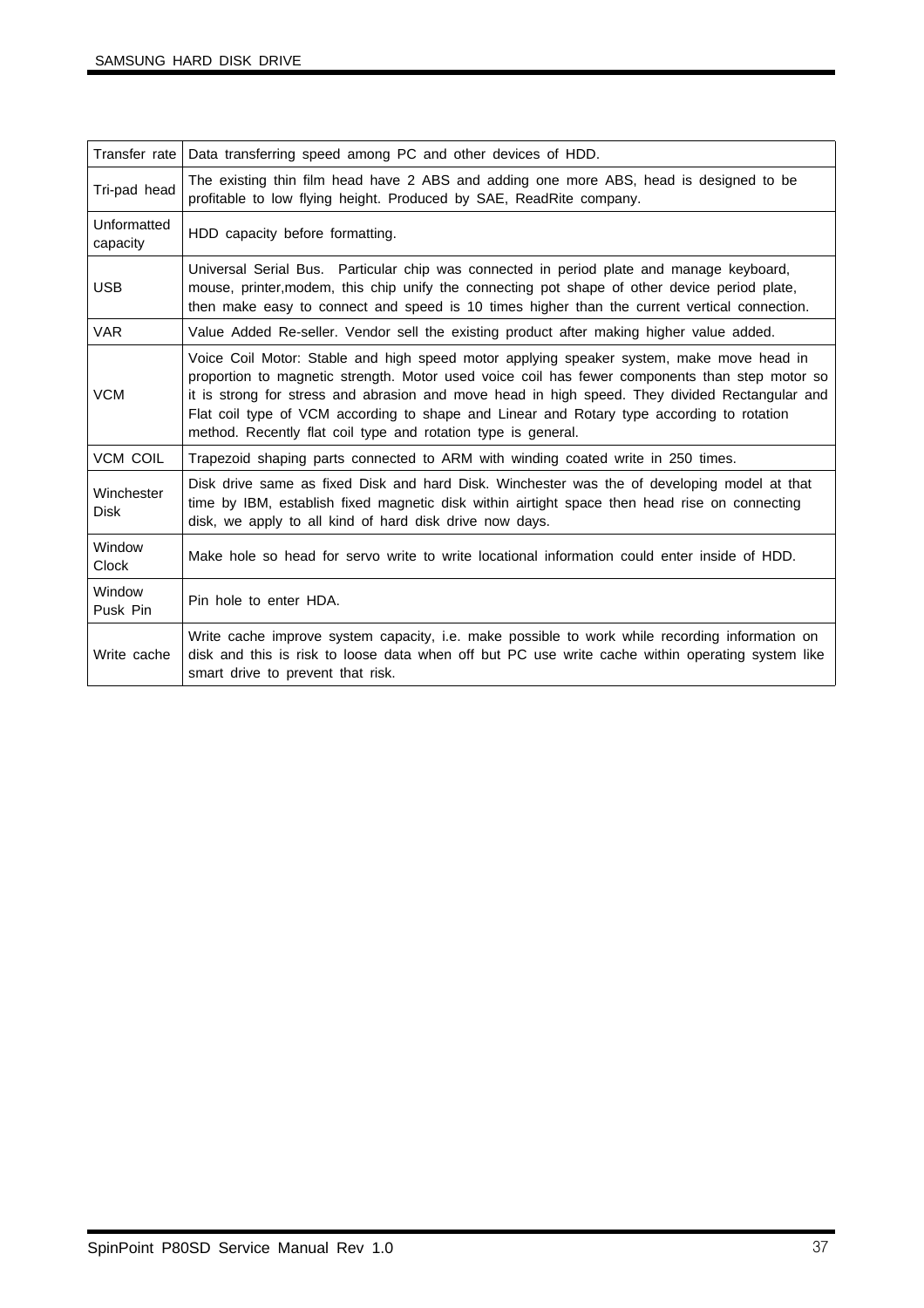| | |
|---|---|
| Transfer rate | Data transferring speed among PC and other devices of HDD. |
| Tri-pad head | The existing thin film head have 2 ABS and adding one more ABS, head is designed to be profitable to low flying height. Produced by SAE, ReadRite company. |
| Unformatted capacity | HDD capacity before formatting. |
| USB | Universal Serial Bus. Particular chip was connected in period plate and manage keyboard, mouse, printer,modem, this chip unify the connecting pot shape of other device period plate, then make easy to connect and speed is 10 times higher than the current vertical connection. |
| VAR | Value Added Re-seller. Vendor sell the existing product after making higher value added. |
| VCM | Voice Coil Motor: Stable and high speed motor applying speaker system, make move head in proportion to magnetic strength. Motor used voice coil has fewer components than step motor so it is strong for stress and abrasion and move head in high speed. They divided Rectangular and Flat coil type of VCM according to shape and Linear and Rotary type according to rotation method. Recently flat coil type and rotation type is general. |
| VCM COIL | Trapezoid shaping parts connected to ARM with winding coated write in 250 times. |
| Winchester Disk | Disk drive same as fixed Disk and hard Disk. Winchester was the of developing model at that time by IBM, establish fixed magnetic disk within airtight space then head rise on connecting disk, we apply to all kind of hard disk drive now days. |
| Window Clock | Make hole so head for servo write to write locational information could enter inside of HDD. |
| Window Pusk Pin | Pin hole to enter HDA. |
| Write cache | Write cache improve system capacity, i.e. make possible to work while recording information on disk and this is risk to loose data when off but PC use write cache within operating system like smart drive to prevent that risk. |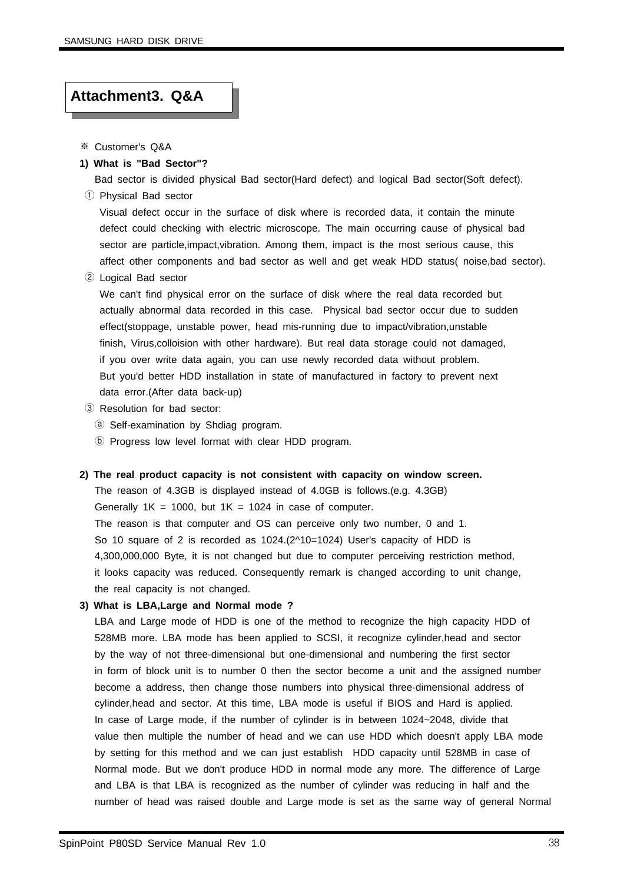# Attachment3. Q&A

※ Customer's Q&A

**1) What is "Bad Sector"?**

Bad sector is divided physical Bad sector(Hard defect) and logical Bad sector(Soft defect).

① Physical Bad sector

Visual defect occur in the surface of disk where is recorded data, it contain the minute defect could checking with electric microscope. The main occurring cause of physical bad sector are particle,impact,vibration. Among them, impact is the most serious cause, this affect other components and bad sector as well and get weak HDD status( noise,bad sector).

② Logical Bad sector

We can't find physical error on the surface of disk where the real data recorded but actually abnormal data recorded in this case. Physical bad sector occur due to sudden effect(stoppage, unstable power, head mis-running due to impact/vibration,unstable finish, Virus,colloision with other hardware). But real data storage could not damaged, if you over write data again, you can use newly recorded data without problem. But you'd better HDD installation in state of manufactured in factory to prevent next data error.(After data back-up)

③ Resolution for bad sector:

ⓐ Self-examination by Shdiag program.

ⓑ Progress low level format with clear HDD program.

**2) The real product capacity is not consistent with capacity on window screen.**

The reason of 4.3GB is displayed instead of 4.0GB is follows.(e.g. 4.3GB)
Generally 1K = 1000, but 1K = 1024 in case of computer.
The reason is that computer and OS can perceive only two number, 0 and 1.
So 10 square of 2 is recorded as 1024.(2^10=1024) User's capacity of HDD is 4,300,000,000 Byte, it is not changed but due to computer perceiving restriction method, it looks capacity was reduced. Consequently remark is changed according to unit change, the real capacity is not changed.

**3) What is LBA,Large and Normal mode ?**

LBA and Large mode of HDD is one of the method to recognize the high capacity HDD of 528MB more. LBA mode has been applied to SCSI, it recognize cylinder,head and sector by the way of not three-dimensional but one-dimensional and numbering the first sector in form of block unit is to number 0 then the sector become a unit and the assigned number become a address, then change those numbers into physical three-dimensional address of cylinder,head and sector. At this time, LBA mode is useful if BIOS and Hard is applied. In case of Large mode, if the number of cylinder is in between 1024~2048, divide that value then multiple the number of head and we can use HDD which doesn't apply LBA mode by setting for this method and we can just establish HDD capacity until 528MB in case of Normal mode. But we don't produce HDD in normal mode any more. The difference of Large and LBA is that LBA is recognized as the number of cylinder was reducing in half and the number of head was raised double and Large mode is set as the same way of general Normal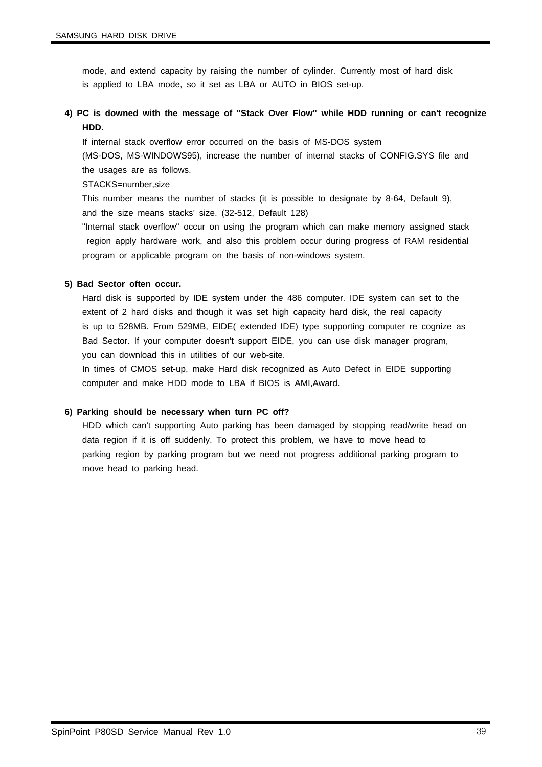mode, and extend capacity by raising the number of cylinder. Currently most of hard disk is applied to LBA mode, so it set as LBA or AUTO in BIOS set-up.

**4) PC is downed with the message of "Stack Over Flow" while HDD running or can't recognize HDD.**

If internal stack overflow error occurred on the basis of MS-DOS system (MS-DOS, MS-WINDOWS95), increase the number of internal stacks of CONFIG.SYS file and the usages are as follows.

STACKS=number,size

This number means the number of stacks (it is possible to designate by 8-64, Default 9), and the size means stacks' size. (32-512, Default 128)

"Internal stack overflow" occur on using the program which can make memory assigned stack region apply hardware work, and also this problem occur during progress of RAM residential program or applicable program on the basis of non-windows system.

**5) Bad Sector often occur.**

Hard disk is supported by IDE system under the 486 computer. IDE system can set to the extent of 2 hard disks and though it was set high capacity hard disk, the real capacity is up to 528MB. From 529MB, EIDE( extended IDE) type supporting computer re cognize as Bad Sector. If your computer doesn't support EIDE, you can use disk manager program, you can download this in utilities of our web-site.

In times of CMOS set-up, make Hard disk recognized as Auto Defect in EIDE supporting computer and make HDD mode to LBA if BIOS is AMI,Award.

**6) Parking should be necessary when turn PC off?**

HDD which can't supporting Auto parking has been damaged by stopping read/write head on data region if it is off suddenly. To protect this problem, we have to move head to parking region by parking program but we need not progress additional parking program to move head to parking head.